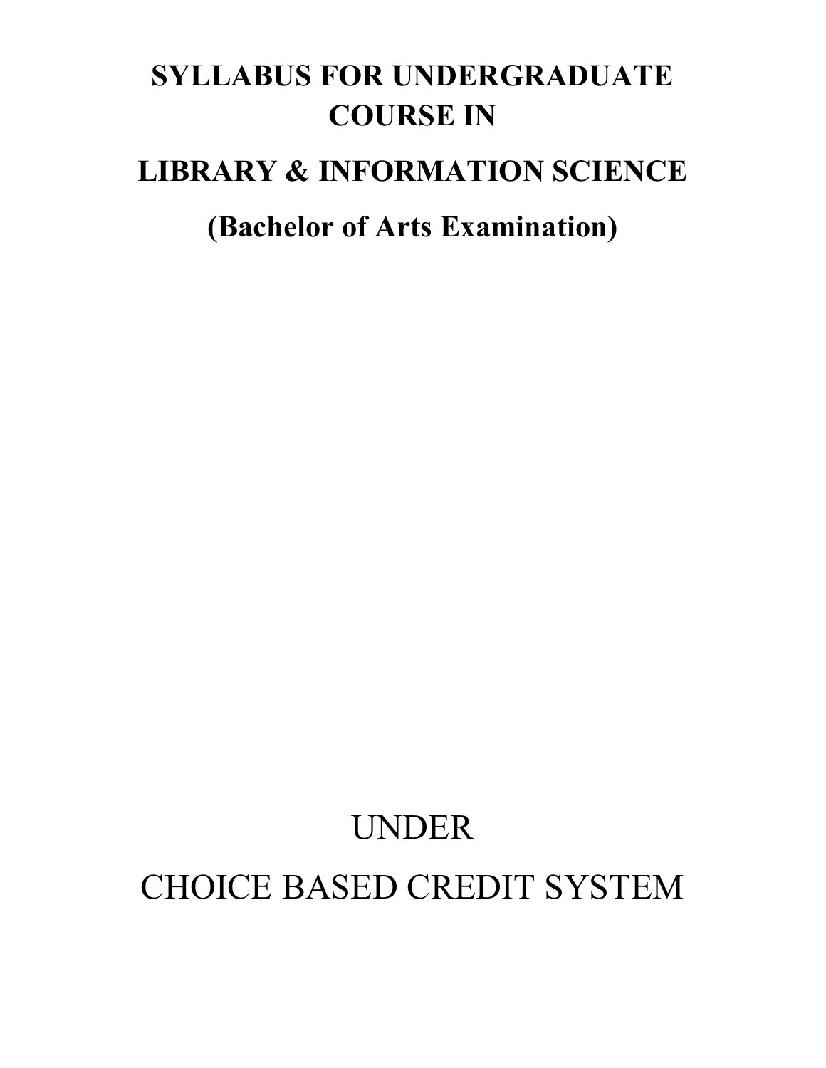# SYLLABUS FOR UNDERGRADUATE COURSE IN

# LIBRARY & INFORMATION SCIENCE

## (Bachelor of Arts Examination)

UNDER

CHOICE BASED CREDIT SYSTEM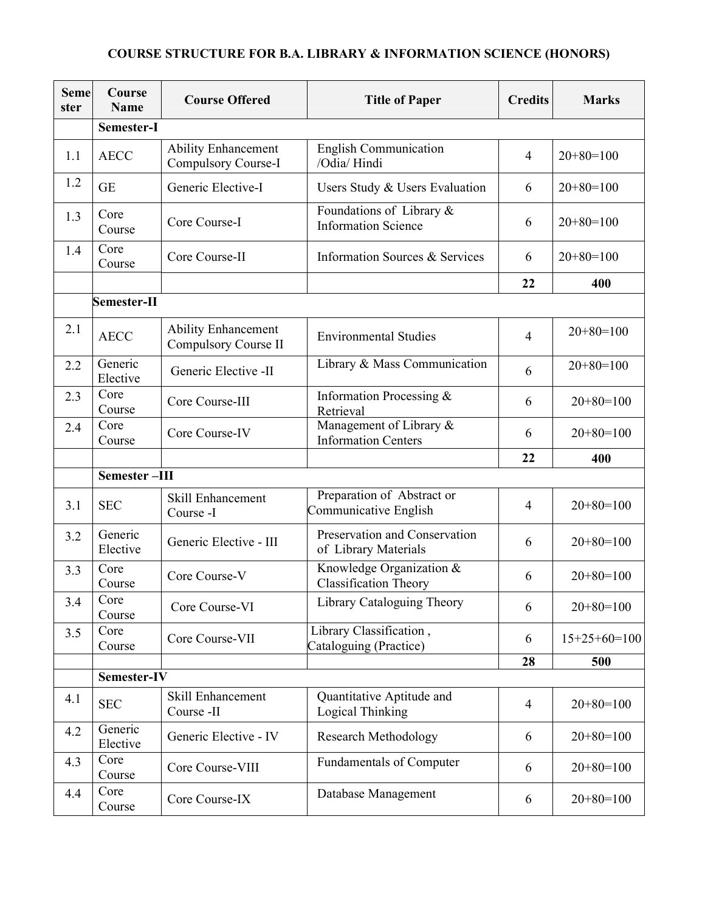# COURSE STRUCTURE FOR B.A. LIBRARY & INFORMATION SCIENCE (HONORS)

| Semester | Course Name | Course Offered | Title of Paper | Credits | Marks |
|---|---|---|---|---|---|
| | **Semester-I** | | | | |
| 1.1 | AECC | Ability Enhancement Compulsory Course-I | English Communication /Odia/ Hindi | 4 | 20+80=100 |
| 1.2 | GE | Generic Elective-I | Users Study & Users Evaluation | 6 | 20+80=100 |
| 1.3 | Core Course | Core Course-I | Foundations of Library & Information Science | 6 | 20+80=100 |
| 1.4 | Core Course | Core Course-II | Information Sources & Services | 6 | 20+80=100 |
| | | | | **22** | **400** |
| | **Semester-II** | | | | |
| 2.1 | AECC | Ability Enhancement Compulsory Course II | Environmental Studies | 4 | 20+80=100 |
| 2.2 | Generic Elective | Generic Elective -II | Library & Mass Communication | 6 | 20+80=100 |
| 2.3 | Core Course | Core Course-III | Information Processing & Retrieval | 6 | 20+80=100 |
| 2.4 | Core Course | Core Course-IV | Management of Library & Information Centers | 6 | 20+80=100 |
| | | | | **22** | **400** |
| | **Semester –III** | | | | |
| 3.1 | SEC | Skill Enhancement Course -I | Preparation of Abstract or Communicative English | 4 | 20+80=100 |
| 3.2 | Generic Elective | Generic Elective - III | Preservation and Conservation of Library Materials | 6 | 20+80=100 |
| 3.3 | Core Course | Core Course-V | Knowledge Organization & Classification Theory | 6 | 20+80=100 |
| 3.4 | Core Course | Core Course-VI | Library Cataloguing Theory | 6 | 20+80=100 |
| 3.5 | Core Course | Core Course-VII | Library Classification , Cataloguing (Practice) | 6 | 15+25+60=100 |
| | | | | **28** | **500** |
| | **Semester-IV** | | | | |
| 4.1 | SEC | Skill Enhancement Course -II | Quantitative Aptitude and Logical Thinking | 4 | 20+80=100 |
| 4.2 | Generic Elective | Generic Elective - IV | Research Methodology | 6 | 20+80=100 |
| 4.3 | Core Course | Core Course-VIII | Fundamentals of Computer | 6 | 20+80=100 |
| 4.4 | Core Course | Core Course-IX | Database Management | 6 | 20+80=100 |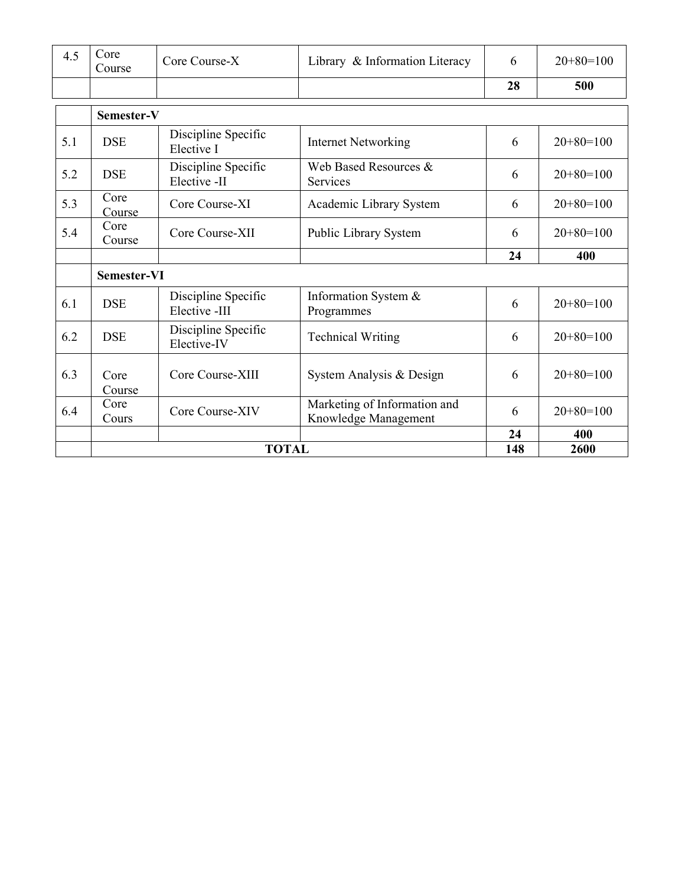| | | | | | |
|---|---|---|---|---|---|
| 4.5 | Core Course | Core Course-X | Library & Information Literacy | 6 | 20+80=100 |
| | | | | **28** | **500** |
| | **Semester-V** | | | | |
| 5.1 | DSE | Discipline Specific Elective I | Internet Networking | 6 | 20+80=100 |
| 5.2 | DSE | Discipline Specific Elective -II | Web Based Resources & Services | 6 | 20+80=100 |
| 5.3 | Core Course | Core Course-XI | Academic Library System | 6 | 20+80=100 |
| 5.4 | Core Course | Core Course-XII | Public Library System | 6 | 20+80=100 |
| | | | | **24** | **400** |
| | **Semester-VI** | | | | |
| 6.1 | DSE | Discipline Specific Elective -III | Information System & Programmes | 6 | 20+80=100 |
| 6.2 | DSE | Discipline Specific Elective-IV | Technical Writing | 6 | 20+80=100 |
| 6.3 | Core Course | Core Course-XIII | System Analysis & Design | 6 | 20+80=100 |
| 6.4 | Core Cours | Core Course-XIV | Marketing of Information and Knowledge Management | 6 | 20+80=100 |
| | | | | **24** | **400** |
| | **TOTAL** | | | **148** | **2600** |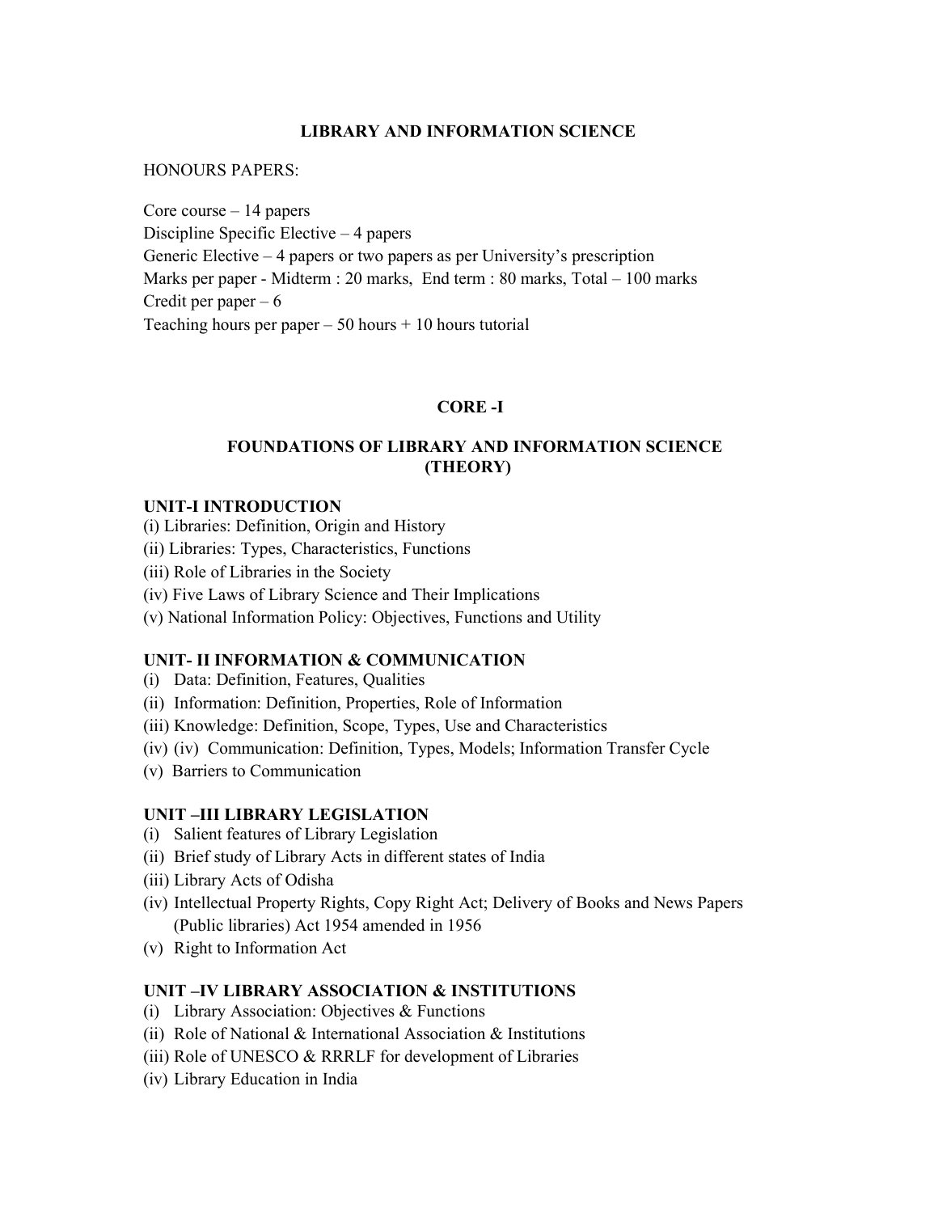# LIBRARY AND INFORMATION SCIENCE

HONOURS PAPERS:

Core course – 14 papers
Discipline Specific Elective – 4 papers
Generic Elective – 4 papers or two papers as per University's prescription
Marks per paper - Midterm : 20 marks, End term : 80 marks, Total – 100 marks
Credit per paper – 6
Teaching hours per paper – 50 hours + 10 hours tutorial

## CORE -I

## FOUNDATIONS OF LIBRARY AND INFORMATION SCIENCE (THEORY)

### UNIT-I INTRODUCTION

(i) Libraries: Definition, Origin and History
(ii) Libraries: Types, Characteristics, Functions
(iii) Role of Libraries in the Society
(iv) Five Laws of Library Science and Their Implications
(v) National Information Policy: Objectives, Functions and Utility

### UNIT- II INFORMATION & COMMUNICATION

(i) Data: Definition, Features, Qualities
(ii) Information: Definition, Properties, Role of Information
(iii) Knowledge: Definition, Scope, Types, Use and Characteristics
(iv) (iv) Communication: Definition, Types, Models; Information Transfer Cycle
(v) Barriers to Communication

### UNIT –III LIBRARY LEGISLATION

(i) Salient features of Library Legislation
(ii) Brief study of Library Acts in different states of India
(iii) Library Acts of Odisha
(iv) Intellectual Property Rights, Copy Right Act; Delivery of Books and News Papers (Public libraries) Act 1954 amended in 1956
(v) Right to Information Act

### UNIT –IV LIBRARY ASSOCIATION & INSTITUTIONS

(i) Library Association: Objectives & Functions
(ii) Role of National & International Association & Institutions
(iii) Role of UNESCO & RRRLF for development of Libraries
(iv) Library Education in India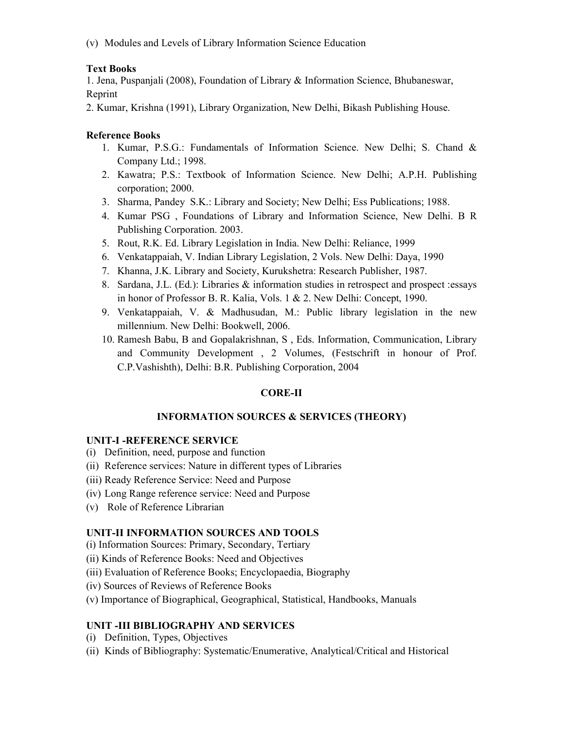(v) Modules and Levels of Library Information Science Education

**Text Books**

1. Jena, Puspanjali (2008), Foundation of Library & Information Science, Bhubaneswar, Reprint
2. Kumar, Krishna (1991), Library Organization, New Delhi, Bikash Publishing House.

**Reference Books**

1. Kumar, P.S.G.: Fundamentals of Information Science. New Delhi; S. Chand & Company Ltd.; 1998.
2. Kawatra; P.S.: Textbook of Information Science. New Delhi; A.P.H. Publishing corporation; 2000.
3. Sharma, Pandey S.K.: Library and Society; New Delhi; Ess Publications; 1988.
4. Kumar PSG , Foundations of Library and Information Science, New Delhi. B R Publishing Corporation. 2003.
5. Rout, R.K. Ed. Library Legislation in India. New Delhi: Reliance, 1999
6. Venkatappaiah, V. Indian Library Legislation, 2 Vols. New Delhi: Daya, 1990
7. Khanna, J.K. Library and Society, Kurukshetra: Research Publisher, 1987.
8. Sardana, J.L. (Ed.): Libraries & information studies in retrospect and prospect :essays in honor of Professor B. R. Kalia, Vols. 1 & 2. New Delhi: Concept, 1990.
9. Venkatappaiah, V. & Madhusudan, M.: Public library legislation in the new millennium. New Delhi: Bookwell, 2006.
10. Ramesh Babu, B and Gopalakrishnan, S , Eds. Information, Communication, Library and Community Development , 2 Volumes, (Festschrift in honour of Prof. C.P.Vashishth), Delhi: B.R. Publishing Corporation, 2004

## CORE-II

## INFORMATION SOURCES & SERVICES (THEORY)

**UNIT-I -REFERENCE SERVICE**

(i) Definition, need, purpose and function
(ii) Reference services: Nature in different types of Libraries
(iii) Ready Reference Service: Need and Purpose
(iv) Long Range reference service: Need and Purpose
(v) Role of Reference Librarian

**UNIT-II INFORMATION SOURCES AND TOOLS**

(i) Information Sources: Primary, Secondary, Tertiary
(ii) Kinds of Reference Books: Need and Objectives
(iii) Evaluation of Reference Books; Encyclopaedia, Biography
(iv) Sources of Reviews of Reference Books
(v) Importance of Biographical, Geographical, Statistical, Handbooks, Manuals

**UNIT -III BIBLIOGRAPHY AND SERVICES**

(i) Definition, Types, Objectives
(ii) Kinds of Bibliography: Systematic/Enumerative, Analytical/Critical and Historical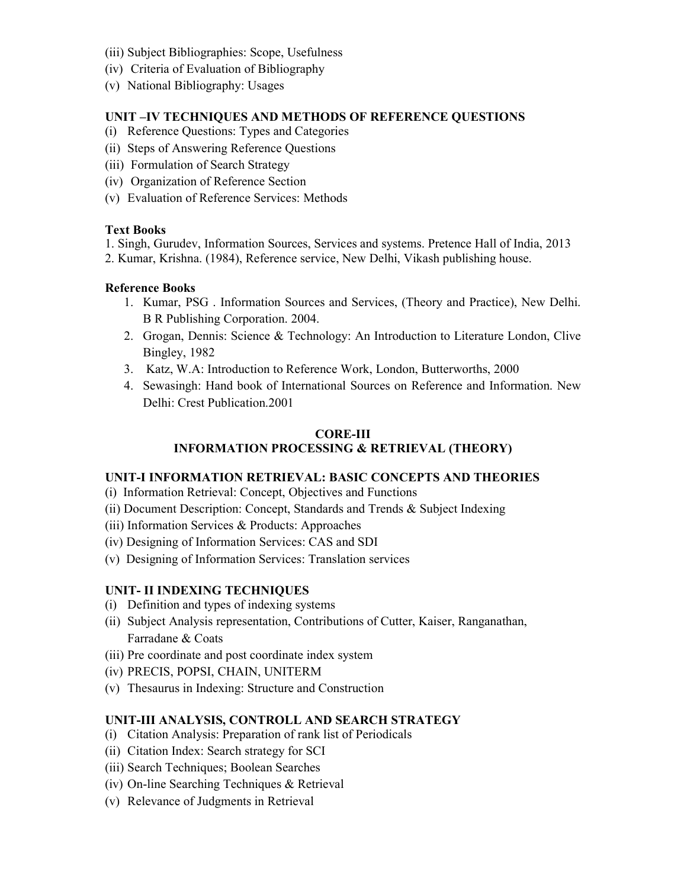(iii) Subject Bibliographies: Scope, Usefulness
(iv) Criteria of Evaluation of Bibliography
(v) National Bibliography: Usages

**UNIT –IV TECHNIQUES AND METHODS OF REFERENCE QUESTIONS**

(i) Reference Questions: Types and Categories
(ii) Steps of Answering Reference Questions
(iii) Formulation of Search Strategy
(iv) Organization of Reference Section
(v) Evaluation of Reference Services: Methods

**Text Books**

1. Singh, Gurudev, Information Sources, Services and systems. Pretence Hall of India, 2013
2. Kumar, Krishna. (1984), Reference service, New Delhi, Vikash publishing house.

**Reference Books**

1. Kumar, PSG . Information Sources and Services, (Theory and Practice), New Delhi. B R Publishing Corporation. 2004.
2. Grogan, Dennis: Science & Technology: An Introduction to Literature London, Clive Bingley, 1982
3. Katz, W.A: Introduction to Reference Work, London, Butterworths, 2000
4. Sewasingh: Hand book of International Sources on Reference and Information. New Delhi: Crest Publication.2001

## CORE-III
## INFORMATION PROCESSING & RETRIEVAL (THEORY)

**UNIT-I INFORMATION RETRIEVAL: BASIC CONCEPTS AND THEORIES**

(i) Information Retrieval: Concept, Objectives and Functions
(ii) Document Description: Concept, Standards and Trends & Subject Indexing
(iii) Information Services & Products: Approaches
(iv) Designing of Information Services: CAS and SDI
(v) Designing of Information Services: Translation services

**UNIT- II INDEXING TECHNIQUES**

(i) Definition and types of indexing systems
(ii) Subject Analysis representation, Contributions of Cutter, Kaiser, Ranganathan, Farradane & Coats
(iii) Pre coordinate and post coordinate index system
(iv) PRECIS, POPSI, CHAIN, UNITERM
(v) Thesaurus in Indexing: Structure and Construction

**UNIT-III ANALYSIS, CONTROLL AND SEARCH STRATEGY**

(i) Citation Analysis: Preparation of rank list of Periodicals
(ii) Citation Index: Search strategy for SCI
(iii) Search Techniques; Boolean Searches
(iv) On-line Searching Techniques & Retrieval
(v) Relevance of Judgments in Retrieval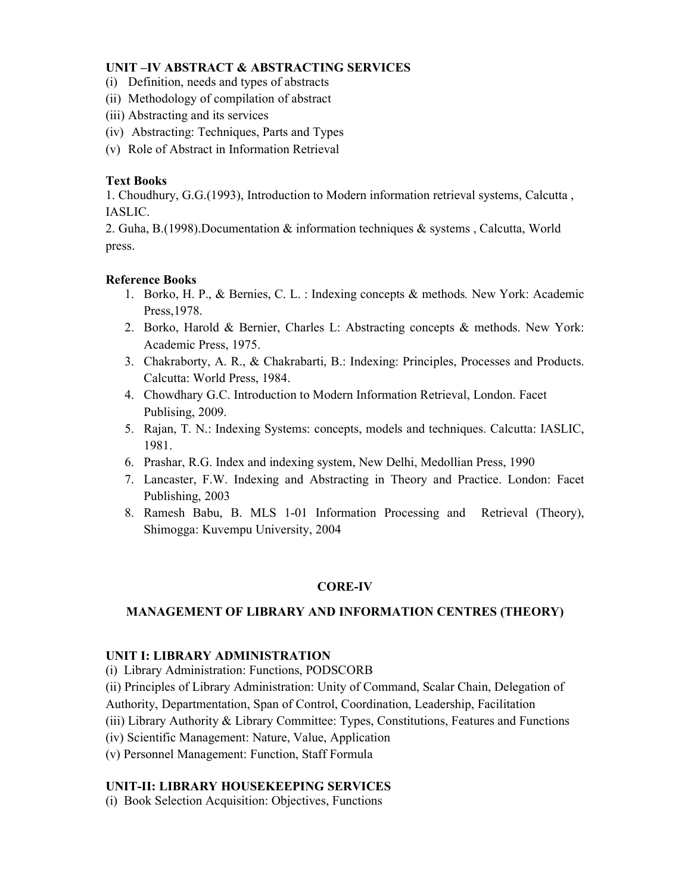### UNIT –IV ABSTRACT & ABSTRACTING SERVICES

(i) Definition, needs and types of abstracts
(ii) Methodology of compilation of abstract
(iii) Abstracting and its services
(iv) Abstracting: Techniques, Parts and Types
(v) Role of Abstract in Information Retrieval

**Text Books**

1. Choudhury, G.G.(1993), Introduction to Modern information retrieval systems, Calcutta , IASLIC.
2. Guha, B.(1998).Documentation & information techniques & systems , Calcutta, World press.

**Reference Books**

1. Borko, H. P., & Bernies, C. L. : Indexing concepts & methods*.* New York: Academic Press,1978.
2. Borko, Harold & Bernier, Charles L: Abstracting concepts & methods. New York: Academic Press, 1975.
3. Chakraborty, A. R., & Chakrabarti, B.: Indexing: Principles, Processes and Products. Calcutta: World Press, 1984.
4. Chowdhary G.C. Introduction to Modern Information Retrieval, London. Facet Publising, 2009.
5. Rajan, T. N.: Indexing Systems: concepts, models and techniques. Calcutta: IASLIC, 1981.
6. Prashar, R.G. Index and indexing system, New Delhi, Medollian Press, 1990
7. Lancaster, F.W. Indexing and Abstracting in Theory and Practice. London: Facet Publishing, 2003
8. Ramesh Babu, B. MLS 1-01 Information Processing and Retrieval (Theory), Shimogga: Kuvempu University, 2004

## CORE-IV

## MANAGEMENT OF LIBRARY AND INFORMATION CENTRES (THEORY)

### UNIT I: LIBRARY ADMINISTRATION

(i) Library Administration: Functions, PODSCORB
(ii) Principles of Library Administration: Unity of Command, Scalar Chain, Delegation of Authority, Departmentation, Span of Control, Coordination, Leadership, Facilitation
(iii) Library Authority & Library Committee: Types, Constitutions, Features and Functions
(iv) Scientific Management: Nature, Value, Application
(v) Personnel Management: Function, Staff Formula

### UNIT-II: LIBRARY HOUSEKEEPING SERVICES

(i) Book Selection Acquisition: Objectives, Functions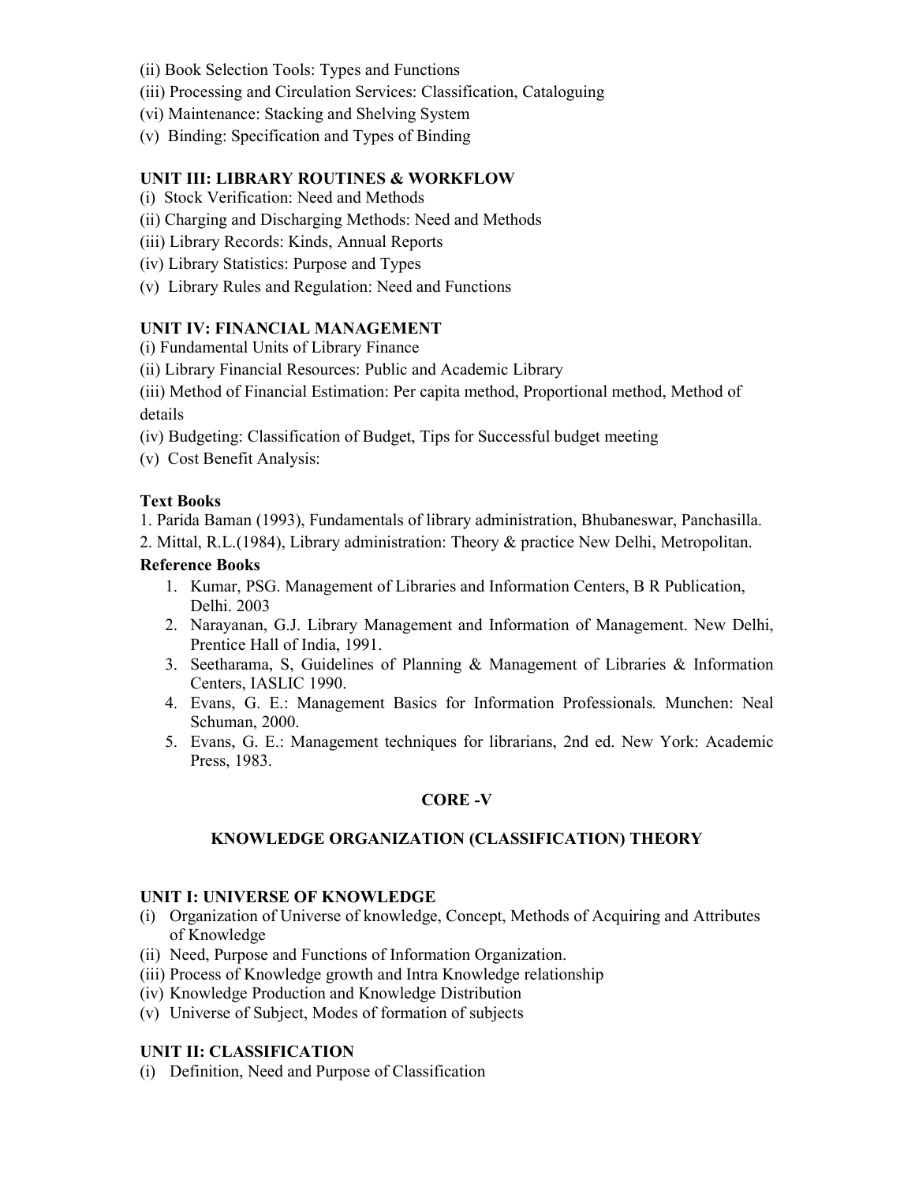(ii) Book Selection Tools: Types and Functions
(iii) Processing and Circulation Services: Classification, Cataloguing
(vi) Maintenance: Stacking and Shelving System
(v) Binding: Specification and Types of Binding

**UNIT III: LIBRARY ROUTINES & WORKFLOW**

(i) Stock Verification: Need and Methods
(ii) Charging and Discharging Methods: Need and Methods
(iii) Library Records: Kinds, Annual Reports
(iv) Library Statistics: Purpose and Types
(v) Library Rules and Regulation: Need and Functions

**UNIT IV: FINANCIAL MANAGEMENT**

(i) Fundamental Units of Library Finance
(ii) Library Financial Resources: Public and Academic Library
(iii) Method of Financial Estimation: Per capita method, Proportional method, Method of details
(iv) Budgeting: Classification of Budget, Tips for Successful budget meeting
(v) Cost Benefit Analysis:

**Text Books**

1. Parida Baman (1993), Fundamentals of library administration, Bhubaneswar, Panchasilla.
2. Mittal, R.L.(1984), Library administration: Theory & practice New Delhi, Metropolitan.

**Reference Books**

1. Kumar, PSG. Management of Libraries and Information Centers, B R Publication, Delhi. 2003
2. Narayanan, G.J. Library Management and Information of Management. New Delhi, Prentice Hall of India, 1991.
3. Seetharama, S, Guidelines of Planning & Management of Libraries & Information Centers, IASLIC 1990.
4. Evans, G. E.: Management Basics for Information Professionals*.* Munchen: Neal Schuman, 2000.
5. Evans, G. E.: Management techniques for librarians, 2nd ed. New York: Academic Press, 1983.

## CORE -V

## KNOWLEDGE ORGANIZATION (CLASSIFICATION) THEORY

**UNIT I: UNIVERSE OF KNOWLEDGE**

(i) Organization of Universe of knowledge, Concept, Methods of Acquiring and Attributes of Knowledge
(ii) Need, Purpose and Functions of Information Organization.
(iii) Process of Knowledge growth and Intra Knowledge relationship
(iv) Knowledge Production and Knowledge Distribution
(v) Universe of Subject, Modes of formation of subjects

**UNIT II: CLASSIFICATION**

(i) Definition, Need and Purpose of Classification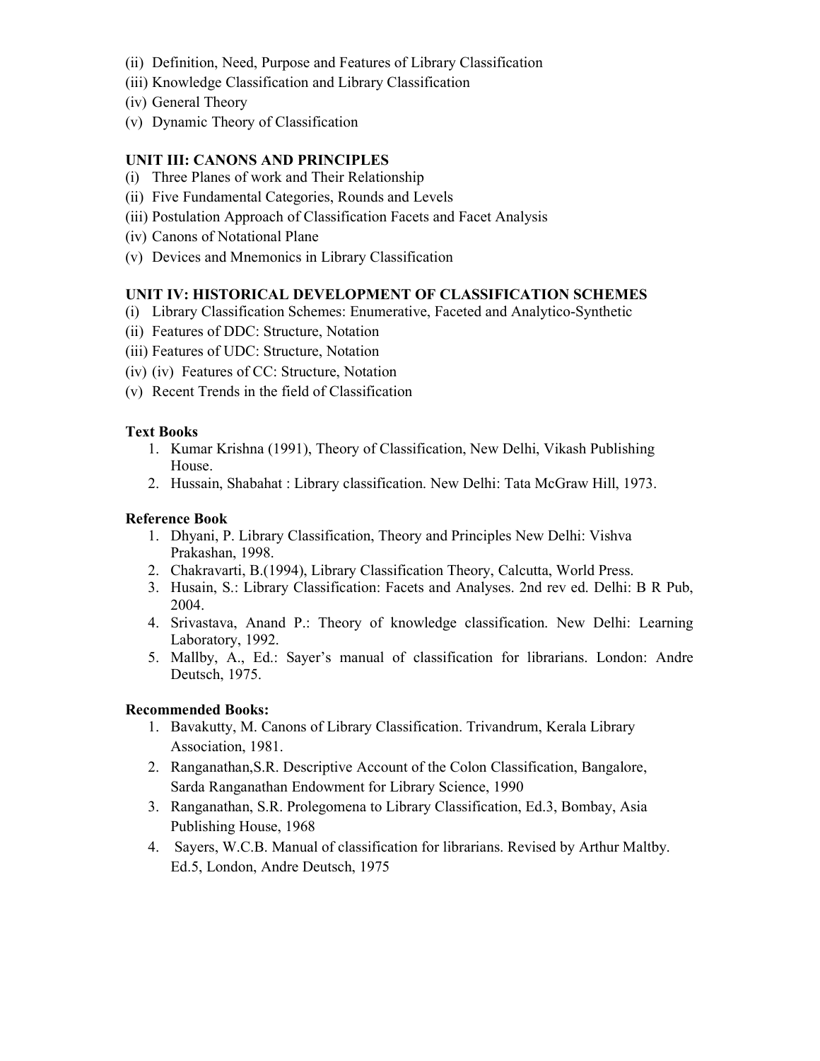(ii) Definition, Need, Purpose and Features of Library Classification
(iii) Knowledge Classification and Library Classification
(iv) General Theory
(v) Dynamic Theory of Classification

**UNIT III: CANONS AND PRINCIPLES**

(i) Three Planes of work and Their Relationship
(ii) Five Fundamental Categories, Rounds and Levels
(iii) Postulation Approach of Classification Facets and Facet Analysis
(iv) Canons of Notational Plane
(v) Devices and Mnemonics in Library Classification

**UNIT IV: HISTORICAL DEVELOPMENT OF CLASSIFICATION SCHEMES**

(i) Library Classification Schemes: Enumerative, Faceted and Analytico-Synthetic
(ii) Features of DDC: Structure, Notation
(iii) Features of UDC: Structure, Notation
(iv) (iv) Features of CC: Structure, Notation
(v) Recent Trends in the field of Classification

**Text Books**

1. Kumar Krishna (1991), Theory of Classification, New Delhi, Vikash Publishing House.
2. Hussain, Shabahat : Library classification. New Delhi: Tata McGraw Hill, 1973.

**Reference Book**

1. Dhyani, P. Library Classification, Theory and Principles New Delhi: Vishva Prakashan, 1998.
2. Chakravarti, B.(1994), Library Classification Theory, Calcutta, World Press.
3. Husain, S.: Library Classification: Facets and Analyses. 2nd rev ed. Delhi: B R Pub, 2004.
4. Srivastava, Anand P.: Theory of knowledge classification. New Delhi: Learning Laboratory, 1992.
5. Mallby, A., Ed.: Sayer's manual of classification for librarians. London: Andre Deutsch, 1975.

**Recommended Books:**

1. Bavakutty, M. Canons of Library Classification. Trivandrum, Kerala Library Association, 1981.
2. Ranganathan,S.R. Descriptive Account of the Colon Classification, Bangalore, Sarda Ranganathan Endowment for Library Science, 1990
3. Ranganathan, S.R. Prolegomena to Library Classification, Ed.3, Bombay, Asia Publishing House, 1968
4. Sayers, W.C.B. Manual of classification for librarians. Revised by Arthur Maltby. Ed.5, London, Andre Deutsch, 1975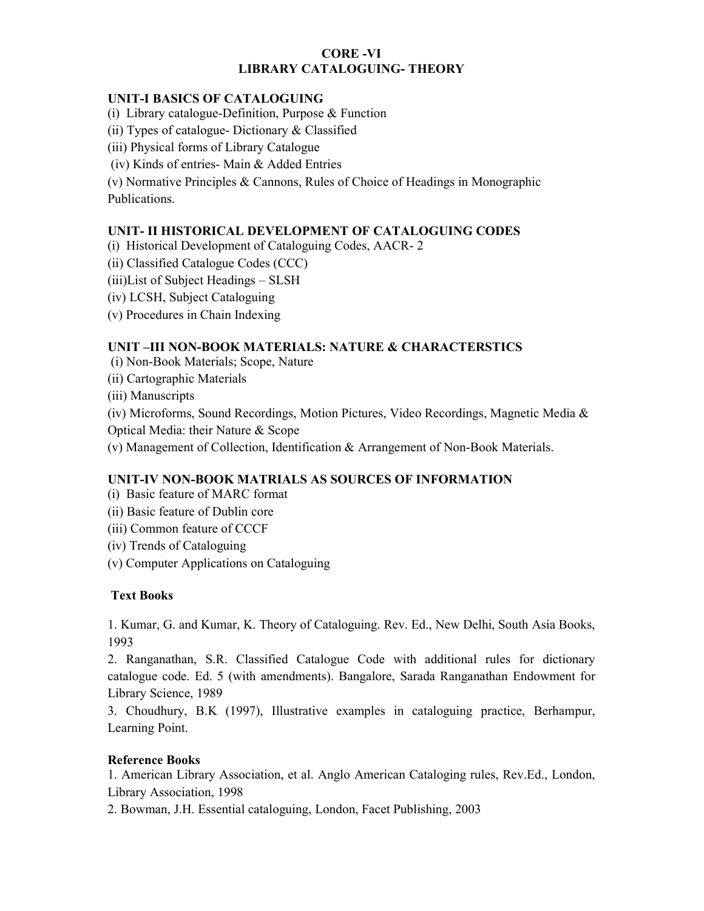# CORE -VI
# LIBRARY CATALOGUING- THEORY

### UNIT-I BASICS OF CATALOGUING

(i) Library catalogue-Definition, Purpose & Function
(ii) Types of catalogue- Dictionary & Classified
(iii) Physical forms of Library Catalogue
(iv) Kinds of entries- Main & Added Entries
(v) Normative Principles & Cannons, Rules of Choice of Headings in Monographic Publications.

### UNIT- II HISTORICAL DEVELOPMENT OF CATALOGUING CODES

(i) Historical Development of Cataloguing Codes, AACR- 2
(ii) Classified Catalogue Codes (CCC)
(iii)List of Subject Headings – SLSH
(iv) LCSH, Subject Cataloguing
(v) Procedures in Chain Indexing

### UNIT –III NON-BOOK MATERIALS: NATURE & CHARACTERSTICS

(i) Non-Book Materials; Scope, Nature
(ii) Cartographic Materials
(iii) Manuscripts
(iv) Microforms, Sound Recordings, Motion Pictures, Video Recordings, Magnetic Media & Optical Media: their Nature & Scope
(v) Management of Collection, Identification & Arrangement of Non-Book Materials.

### UNIT-IV NON-BOOK MATRIALS AS SOURCES OF INFORMATION

(i) Basic feature of MARC format
(ii) Basic feature of Dublin core
(iii) Common feature of CCCF
(iv) Trends of Cataloguing
(v) Computer Applications on Cataloguing

### Text Books

1. Kumar, G. and Kumar, K. Theory of Cataloguing. Rev. Ed., New Delhi, South Asia Books, 1993
2. Ranganathan, S.R. Classified Catalogue Code with additional rules for dictionary catalogue code. Ed. 5 (with amendments). Bangalore, Sarada Ranganathan Endowment for Library Science, 1989
3. Choudhury, B.K (1997), Illustrative examples in cataloguing practice, Berhampur, Learning Point.

### Reference Books

1. American Library Association, et al. Anglo American Cataloging rules, Rev.Ed., London, Library Association, 1998
2. Bowman, J.H. Essential cataloguing, London, Facet Publishing, 2003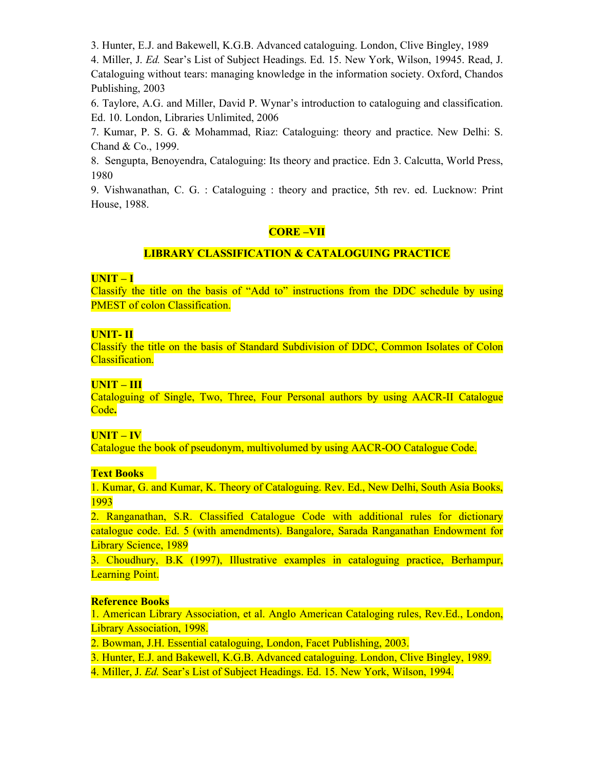3. Hunter, E.J. and Bakewell, K.G.B. Advanced cataloguing. London, Clive Bingley, 1989

4. Miller, J. *Ed.* Sear's List of Subject Headings. Ed. 15. New York, Wilson, 19945. Read, J. Cataloguing without tears: managing knowledge in the information society. Oxford, Chandos Publishing, 2003

6. Taylore, A.G. and Miller, David P. Wynar's introduction to cataloguing and classification. Ed. 10. London, Libraries Unlimited, 2006

7. Kumar, P. S. G. & Mohammad, Riaz: Cataloguing: theory and practice. New Delhi: S. Chand & Co., 1999.

8. Sengupta, Benoyendra, Cataloguing: Its theory and practice. Edn 3. Calcutta, World Press, 1980

9. Vishwanathan, C. G. : Cataloguing : theory and practice, 5th rev. ed. Lucknow: Print House, 1988.

## CORE –VII

## LIBRARY CLASSIFICATION & CATALOGUING PRACTICE

**UNIT – I**

Classify the title on the basis of "Add to" instructions from the DDC schedule by using PMEST of colon Classification.

**UNIT- II**

Classify the title on the basis of Standard Subdivision of DDC, Common Isolates of Colon Classification.

**UNIT – III**

Cataloguing of Single, Two, Three, Four Personal authors by using AACR-II Catalogue Code**.**

**UNIT – IV**

Catalogue the book of pseudonym, multivolumed by using AACR-OO Catalogue Code.

**Text Books**

1. Kumar, G. and Kumar, K. Theory of Cataloguing. Rev. Ed., New Delhi, South Asia Books, 1993

2. Ranganathan, S.R. Classified Catalogue Code with additional rules for dictionary catalogue code. Ed. 5 (with amendments). Bangalore, Sarada Ranganathan Endowment for Library Science, 1989

3. Choudhury, B.K (1997), Illustrative examples in cataloguing practice, Berhampur, Learning Point.

**Reference Books**

1. American Library Association, et al. Anglo American Cataloging rules, Rev.Ed., London, Library Association, 1998.

2. Bowman, J.H. Essential cataloguing, London, Facet Publishing, 2003.

3. Hunter, E.J. and Bakewell, K.G.B. Advanced cataloguing. London, Clive Bingley, 1989.

4. Miller, J. *Ed.* Sear's List of Subject Headings. Ed. 15. New York, Wilson, 1994.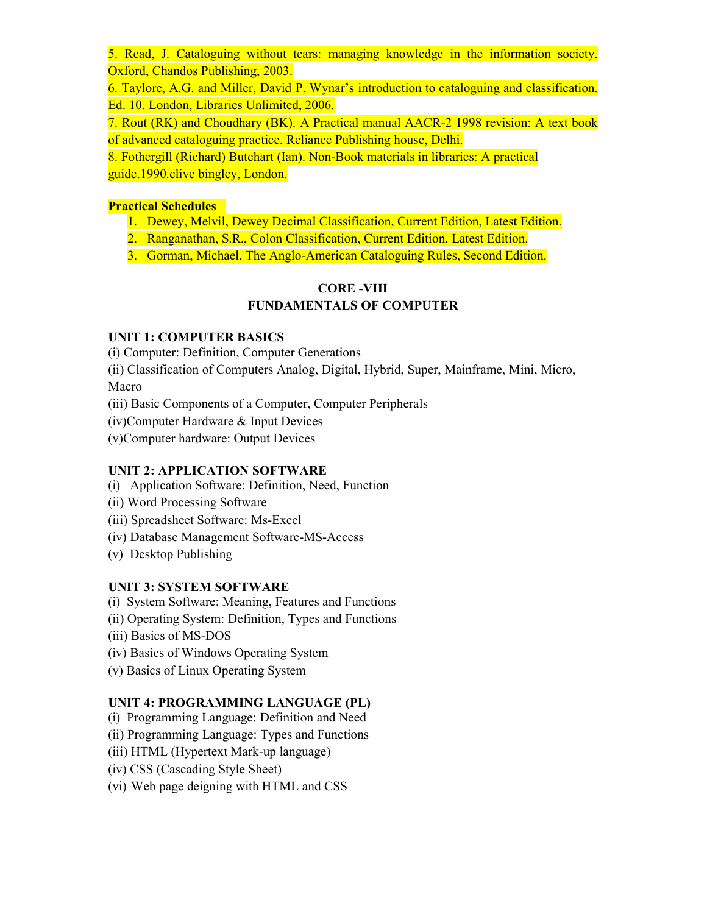5. Read, J. Cataloguing without tears: managing knowledge in the information society. Oxford, Chandos Publishing, 2003.
6. Taylore, A.G. and Miller, David P. Wynar's introduction to cataloguing and classification. Ed. 10. London, Libraries Unlimited, 2006.
7. Rout (RK) and Choudhary (BK). A Practical manual AACR-2 1998 revision: A text book of advanced cataloguing practice. Reliance Publishing house, Delhi.
8. Fothergill (Richard) Butchart (Ian). Non-Book materials in libraries: A practical guide.1990.clive bingley, London.

**Practical Schedules**

1. Dewey, Melvil, Dewey Decimal Classification, Current Edition, Latest Edition.
2. Ranganathan, S.R., Colon Classification, Current Edition, Latest Edition.
3. Gorman, Michael, The Anglo-American Cataloguing Rules, Second Edition.

## CORE -VIII
## FUNDAMENTALS OF COMPUTER

### UNIT 1: COMPUTER BASICS

(i) Computer: Definition, Computer Generations
(ii) Classification of Computers Analog, Digital, Hybrid, Super, Mainframe, Mini, Micro, Macro
(iii) Basic Components of a Computer, Computer Peripherals
(iv)Computer Hardware & Input Devices
(v)Computer hardware: Output Devices

### UNIT 2: APPLICATION SOFTWARE

(i) Application Software: Definition, Need, Function
(ii) Word Processing Software
(iii) Spreadsheet Software: Ms-Excel
(iv) Database Management Software-MS-Access
(v) Desktop Publishing

### UNIT 3: SYSTEM SOFTWARE

(i) System Software: Meaning, Features and Functions
(ii) Operating System: Definition, Types and Functions
(iii) Basics of MS-DOS
(iv) Basics of Windows Operating System
(v) Basics of Linux Operating System

### UNIT 4: PROGRAMMING LANGUAGE (PL)

(i) Programming Language: Definition and Need
(ii) Programming Language: Types and Functions
(iii) HTML (Hypertext Mark-up language)
(iv) CSS (Cascading Style Sheet)
(vi) Web page deigning with HTML and CSS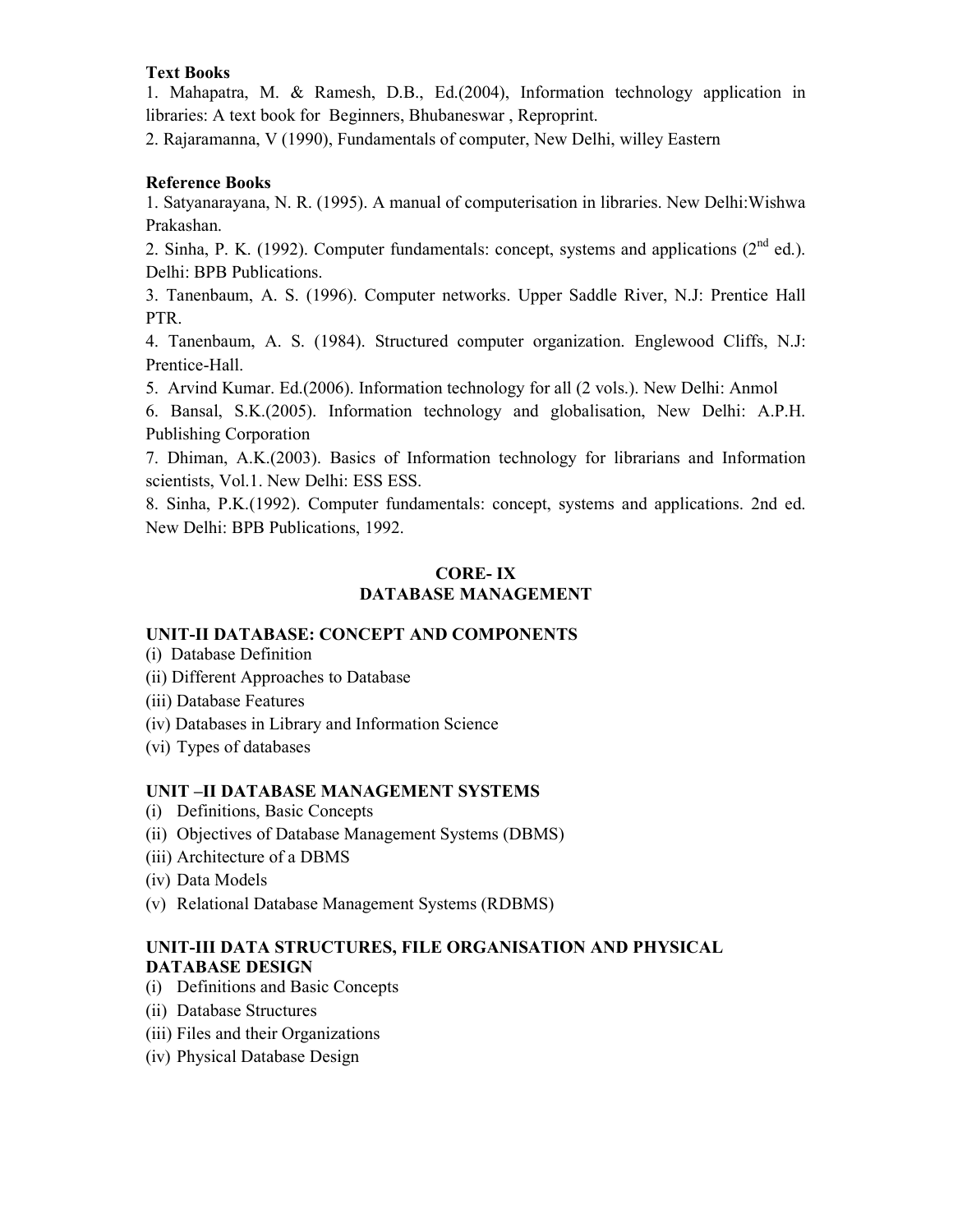**Text Books**

1. Mahapatra, M. & Ramesh, D.B., Ed.(2004), Information technology application in libraries: A text book for Beginners, Bhubaneswar , Reproprint.
2. Rajaramanna, V (1990), Fundamentals of computer, New Delhi, willey Eastern

**Reference Books**

1. Satyanarayana, N. R. (1995). A manual of computerisation in libraries. New Delhi:Wishwa Prakashan.
2. Sinha, P. K. (1992). Computer fundamentals: concept, systems and applications (2nd ed.). Delhi: BPB Publications.
3. Tanenbaum, A. S. (1996). Computer networks. Upper Saddle River, N.J: Prentice Hall PTR.
4. Tanenbaum, A. S. (1984). Structured computer organization. Englewood Cliffs, N.J: Prentice-Hall.
5. Arvind Kumar. Ed.(2006). Information technology for all (2 vols.). New Delhi: Anmol
6. Bansal, S.K.(2005). Information technology and globalisation, New Delhi: A.P.H. Publishing Corporation
7. Dhiman, A.K.(2003). Basics of Information technology for librarians and Information scientists, Vol.1. New Delhi: ESS ESS.
8. Sinha, P.K.(1992). Computer fundamentals: concept, systems and applications. 2nd ed. New Delhi: BPB Publications, 1992.

## CORE- IX
## DATABASE MANAGEMENT

### UNIT-II DATABASE: CONCEPT AND COMPONENTS

(i) Database Definition
(ii) Different Approaches to Database
(iii) Database Features
(iv) Databases in Library and Information Science
(vi) Types of databases

### UNIT –II DATABASE MANAGEMENT SYSTEMS

(i) Definitions, Basic Concepts
(ii) Objectives of Database Management Systems (DBMS)
(iii) Architecture of a DBMS
(iv) Data Models
(v) Relational Database Management Systems (RDBMS)

### UNIT-III DATA STRUCTURES, FILE ORGANISATION AND PHYSICAL DATABASE DESIGN

(i) Definitions and Basic Concepts
(ii) Database Structures
(iii) Files and their Organizations
(iv) Physical Database Design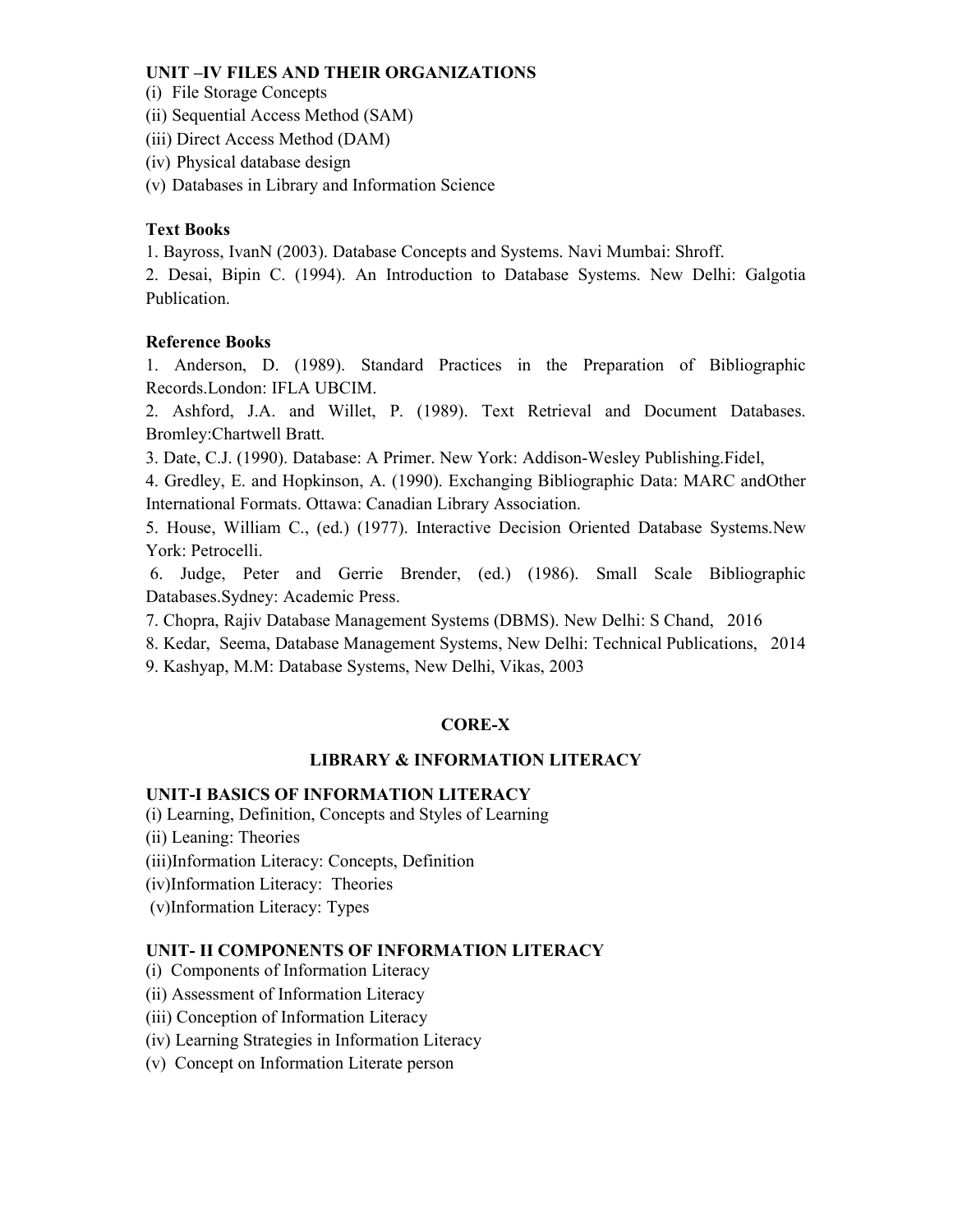**UNIT –IV FILES AND THEIR ORGANIZATIONS**

(i) File Storage Concepts
(ii) Sequential Access Method (SAM)
(iii) Direct Access Method (DAM)
(iv) Physical database design
(v) Databases in Library and Information Science

**Text Books**

1. Bayross, IvanN (2003). Database Concepts and Systems. Navi Mumbai: Shroff.
2. Desai, Bipin C. (1994). An Introduction to Database Systems. New Delhi: Galgotia Publication.

**Reference Books**

1. Anderson, D. (1989). Standard Practices in the Preparation of Bibliographic Records.London: IFLA UBCIM.
2. Ashford, J.A. and Willet, P. (1989). Text Retrieval and Document Databases. Bromley:Chartwell Bratt.
3. Date, C.J. (1990). Database: A Primer. New York: Addison-Wesley Publishing.Fidel,
4. Gredley, E. and Hopkinson, A. (1990). Exchanging Bibliographic Data: MARC andOther International Formats. Ottawa: Canadian Library Association.
5. House, William C., (ed.) (1977). Interactive Decision Oriented Database Systems.New York: Petrocelli.
6. Judge, Peter and Gerrie Brender, (ed.) (1986). Small Scale Bibliographic Databases.Sydney: Academic Press.
7. Chopra, Rajiv Database Management Systems (DBMS). New Delhi: S Chand, 2016
8. Kedar, Seema, Database Management Systems, New Delhi: Technical Publications, 2014
9. Kashyap, M.M: Database Systems, New Delhi, Vikas, 2003

## CORE-X

## LIBRARY & INFORMATION LITERACY

**UNIT-I BASICS OF INFORMATION LITERACY**

(i) Learning, Definition, Concepts and Styles of Learning
(ii) Leaning: Theories
(iii)Information Literacy: Concepts, Definition
(iv)Information Literacy: Theories
(v)Information Literacy: Types

**UNIT- II COMPONENTS OF INFORMATION LITERACY**

(i) Components of Information Literacy
(ii) Assessment of Information Literacy
(iii) Conception of Information Literacy
(iv) Learning Strategies in Information Literacy
(v) Concept on Information Literate person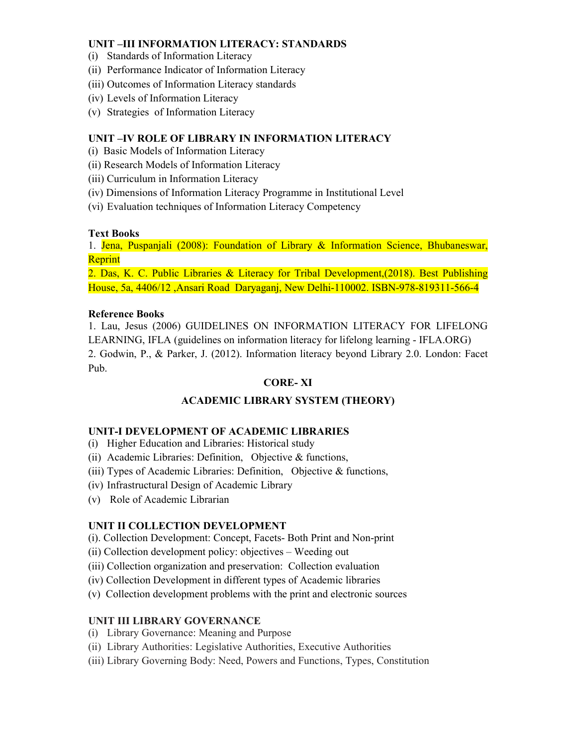### UNIT –III INFORMATION LITERACY: STANDARDS

(i) Standards of Information Literacy
(ii) Performance Indicator of Information Literacy
(iii) Outcomes of Information Literacy standards
(iv) Levels of Information Literacy
(v) Strategies of Information Literacy

### UNIT –IV ROLE OF LIBRARY IN INFORMATION LITERACY

(i) Basic Models of Information Literacy
(ii) Research Models of Information Literacy
(iii) Curriculum in Information Literacy
(iv) Dimensions of Information Literacy Programme in Institutional Level
(vi) Evaluation techniques of Information Literacy Competency

**Text Books**

1. Jena, Puspanjali (2008): Foundation of Library & Information Science, Bhubaneswar, Reprint
2. Das, K. C. Public Libraries & Literacy for Tribal Development,(2018). Best Publishing House, 5a, 4406/12 ,Ansari Road Daryaganj, New Delhi-110002. ISBN-978-819311-566-4

**Reference Books**

1. Lau, Jesus (2006) GUIDELINES ON INFORMATION LITERACY FOR LIFELONG LEARNING, IFLA (guidelines on information literacy for lifelong learning - IFLA.ORG)
2. Godwin, P., & Parker, J. (2012). Information literacy beyond Library 2.0. London: Facet Pub.

## CORE- XI

## ACADEMIC LIBRARY SYSTEM (THEORY)

### UNIT-I DEVELOPMENT OF ACADEMIC LIBRARIES

(i) Higher Education and Libraries: Historical study
(ii) Academic Libraries: Definition, Objective & functions,
(iii) Types of Academic Libraries: Definition, Objective & functions,
(iv) Infrastructural Design of Academic Library
(v) Role of Academic Librarian

### UNIT II COLLECTION DEVELOPMENT

(i). Collection Development: Concept, Facets- Both Print and Non-print
(ii) Collection development policy: objectives – Weeding out
(iii) Collection organization and preservation: Collection evaluation
(iv) Collection Development in different types of Academic libraries
(v) Collection development problems with the print and electronic sources

### UNIT III LIBRARY GOVERNANCE

(i) Library Governance: Meaning and Purpose
(ii) Library Authorities: Legislative Authorities, Executive Authorities
(iii) Library Governing Body: Need, Powers and Functions, Types, Constitution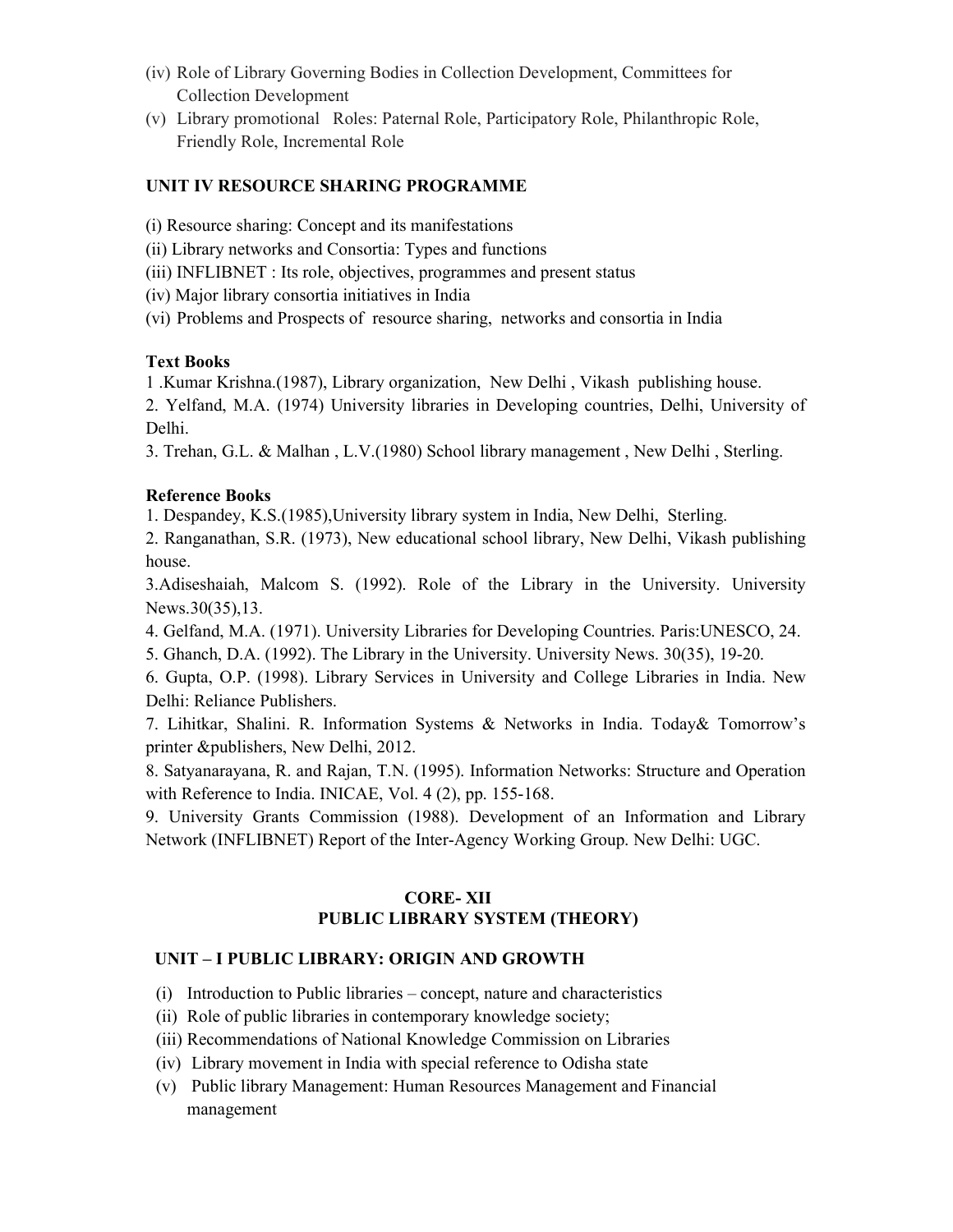(iv) Role of Library Governing Bodies in Collection Development, Committees for Collection Development

(v) Library promotional Roles: Paternal Role, Participatory Role, Philanthropic Role, Friendly Role, Incremental Role

### UNIT IV RESOURCE SHARING PROGRAMME

(i) Resource sharing: Concept and its manifestations

(ii) Library networks and Consortia: Types and functions

(iii) INFLIBNET : Its role, objectives, programmes and present status

(iv) Major library consortia initiatives in India

(vi) Problems and Prospects of resource sharing, networks and consortia in India

### Text Books

1 .Kumar Krishna.(1987), Library organization, New Delhi , Vikash publishing house.

2. Yelfand, M.A. (1974) University libraries in Developing countries, Delhi, University of Delhi.

3. Trehan, G.L. & Malhan , L.V.(1980) School library management , New Delhi , Sterling.

### Reference Books

1. Despandey, K.S.(1985),University library system in India, New Delhi, Sterling.

2. Ranganathan, S.R. (1973), New educational school library, New Delhi, Vikash publishing house.

3.Adiseshaiah, Malcom S. (1992). Role of the Library in the University. University News.30(35),13.

4. Gelfand, M.A. (1971). University Libraries for Developing Countries. Paris:UNESCO, 24.

5. Ghanch, D.A. (1992). The Library in the University. University News. 30(35), 19-20.

6. Gupta, O.P. (1998). Library Services in University and College Libraries in India. New Delhi: Reliance Publishers.

7. Lihitkar, Shalini. R. Information Systems & Networks in India. Today& Tomorrow's printer &publishers, New Delhi, 2012.

8. Satyanarayana, R. and Rajan, T.N. (1995). Information Networks: Structure and Operation with Reference to India. INICAE, Vol. 4 (2), pp. 155-168.

9. University Grants Commission (1988). Development of an Information and Library Network (INFLIBNET) Report of the Inter-Agency Working Group. New Delhi: UGC.

## CORE- XII
## PUBLIC LIBRARY SYSTEM (THEORY)

### UNIT – I PUBLIC LIBRARY: ORIGIN AND GROWTH

(i) Introduction to Public libraries – concept, nature and characteristics

(ii) Role of public libraries in contemporary knowledge society;

(iii) Recommendations of National Knowledge Commission on Libraries

(iv) Library movement in India with special reference to Odisha state

(v) Public library Management: Human Resources Management and Financial management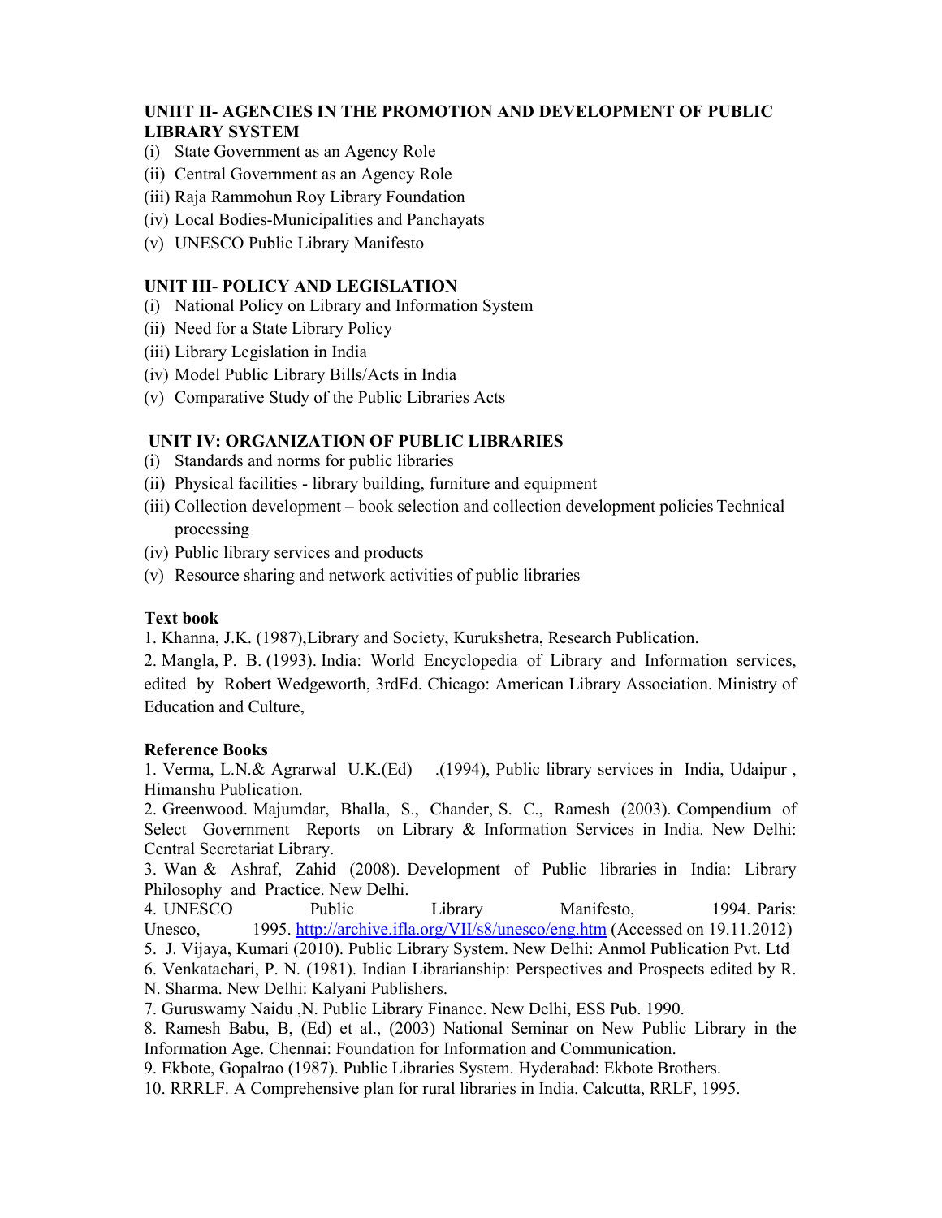**UNIIT II- AGENCIES IN THE PROMOTION AND DEVELOPMENT OF PUBLIC LIBRARY SYSTEM**

(i) State Government as an Agency Role
(ii) Central Government as an Agency Role
(iii) Raja Rammohun Roy Library Foundation
(iv) Local Bodies-Municipalities and Panchayats
(v) UNESCO Public Library Manifesto

**UNIT III- POLICY AND LEGISLATION**

(i) National Policy on Library and Information System
(ii) Need for a State Library Policy
(iii) Library Legislation in India
(iv) Model Public Library Bills/Acts in India
(v) Comparative Study of the Public Libraries Acts

**UNIT IV: ORGANIZATION OF PUBLIC LIBRARIES**

(i) Standards and norms for public libraries
(ii) Physical facilities - library building, furniture and equipment
(iii) Collection development – book selection and collection development policies Technical processing
(iv) Public library services and products
(v) Resource sharing and network activities of public libraries

**Text book**

1. Khanna, J.K. (1987),Library and Society, Kurukshetra, Research Publication.
2. Mangla, P. B. (1993). India: World Encyclopedia of Library and Information services, edited by Robert Wedgeworth, 3rdEd. Chicago: American Library Association. Ministry of Education and Culture,

**Reference Books**

1. Verma, L.N.& Agrarwal U.K.(Ed) .(1994), Public library services in India, Udaipur , Himanshu Publication.
2. Greenwood. Majumdar, Bhalla, S., Chander, S. C., Ramesh (2003). Compendium of Select Government Reports on Library & Information Services in India. New Delhi: Central Secretariat Library.
3. Wan & Ashraf, Zahid (2008). Development of Public libraries in India: Library Philosophy and Practice. New Delhi.
4. UNESCO Public Library Manifesto, 1994. Paris: Unesco, 1995. http://archive.ifla.org/VII/s8/unesco/eng.htm (Accessed on 19.11.2012)
5. J. Vijaya, Kumari (2010). Public Library System. New Delhi: Anmol Publication Pvt. Ltd
6. Venkatachari, P. N. (1981). Indian Librarianship: Perspectives and Prospects edited by R. N. Sharma. New Delhi: Kalyani Publishers.
7. Guruswamy Naidu ,N. Public Library Finance. New Delhi, ESS Pub. 1990.
8. Ramesh Babu, B, (Ed) et al., (2003) National Seminar on New Public Library in the Information Age. Chennai: Foundation for Information and Communication.
9. Ekbote, Gopalrao (1987). Public Libraries System. Hyderabad: Ekbote Brothers.
10. RRRLF. A Comprehensive plan for rural libraries in India. Calcutta, RRLF, 1995.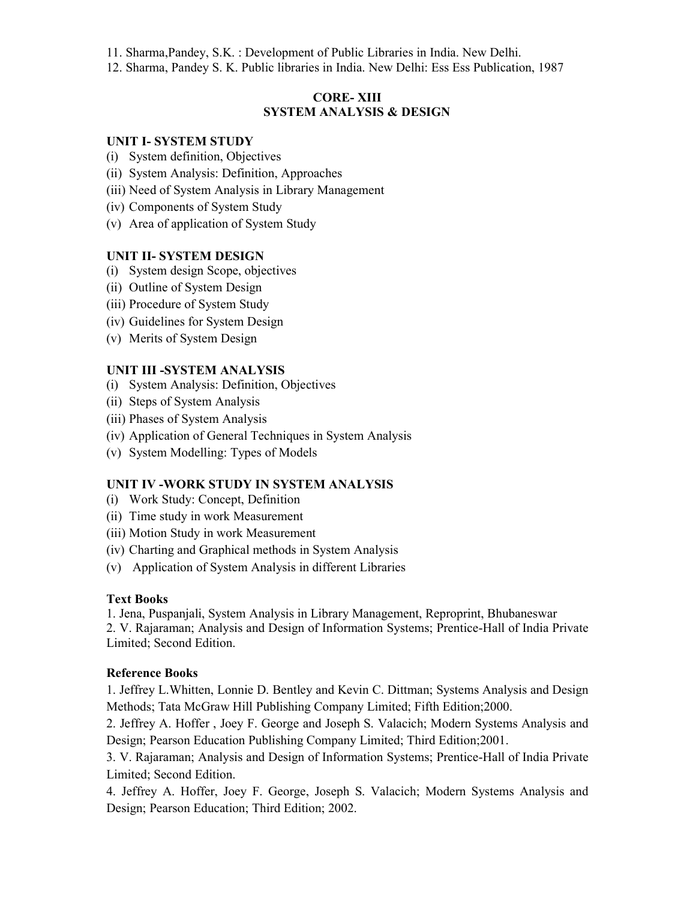11. Sharma,Pandey, S.K. : Development of Public Libraries in India. New Delhi.
12. Sharma, Pandey S. K. Public libraries in India. New Delhi: Ess Ess Publication, 1987

## CORE- XIII
## SYSTEM ANALYSIS & DESIGN

### UNIT I- SYSTEM STUDY

(i) System definition, Objectives
(ii) System Analysis: Definition, Approaches
(iii) Need of System Analysis in Library Management
(iv) Components of System Study
(v) Area of application of System Study

### UNIT II- SYSTEM DESIGN

(i) System design Scope, objectives
(ii) Outline of System Design
(iii) Procedure of System Study
(iv) Guidelines for System Design
(v) Merits of System Design

### UNIT III -SYSTEM ANALYSIS

(i) System Analysis: Definition, Objectives
(ii) Steps of System Analysis
(iii) Phases of System Analysis
(iv) Application of General Techniques in System Analysis
(v) System Modelling: Types of Models

### UNIT IV -WORK STUDY IN SYSTEM ANALYSIS

(i) Work Study: Concept, Definition
(ii) Time study in work Measurement
(iii) Motion Study in work Measurement
(iv) Charting and Graphical methods in System Analysis
(v) Application of System Analysis in different Libraries

**Text Books**

1. Jena, Puspanjali, System Analysis in Library Management, Reproprint, Bhubaneswar
2. V. Rajaraman; Analysis and Design of Information Systems; Prentice-Hall of India Private Limited; Second Edition.

**Reference Books**

1. Jeffrey L.Whitten, Lonnie D. Bentley and Kevin C. Dittman; Systems Analysis and Design Methods; Tata McGraw Hill Publishing Company Limited; Fifth Edition;2000.
2. Jeffrey A. Hoffer , Joey F. George and Joseph S. Valacich; Modern Systems Analysis and Design; Pearson Education Publishing Company Limited; Third Edition;2001.
3. V. Rajaraman; Analysis and Design of Information Systems; Prentice-Hall of India Private Limited; Second Edition.
4. Jeffrey A. Hoffer, Joey F. George, Joseph S. Valacich; Modern Systems Analysis and Design; Pearson Education; Third Edition; 2002.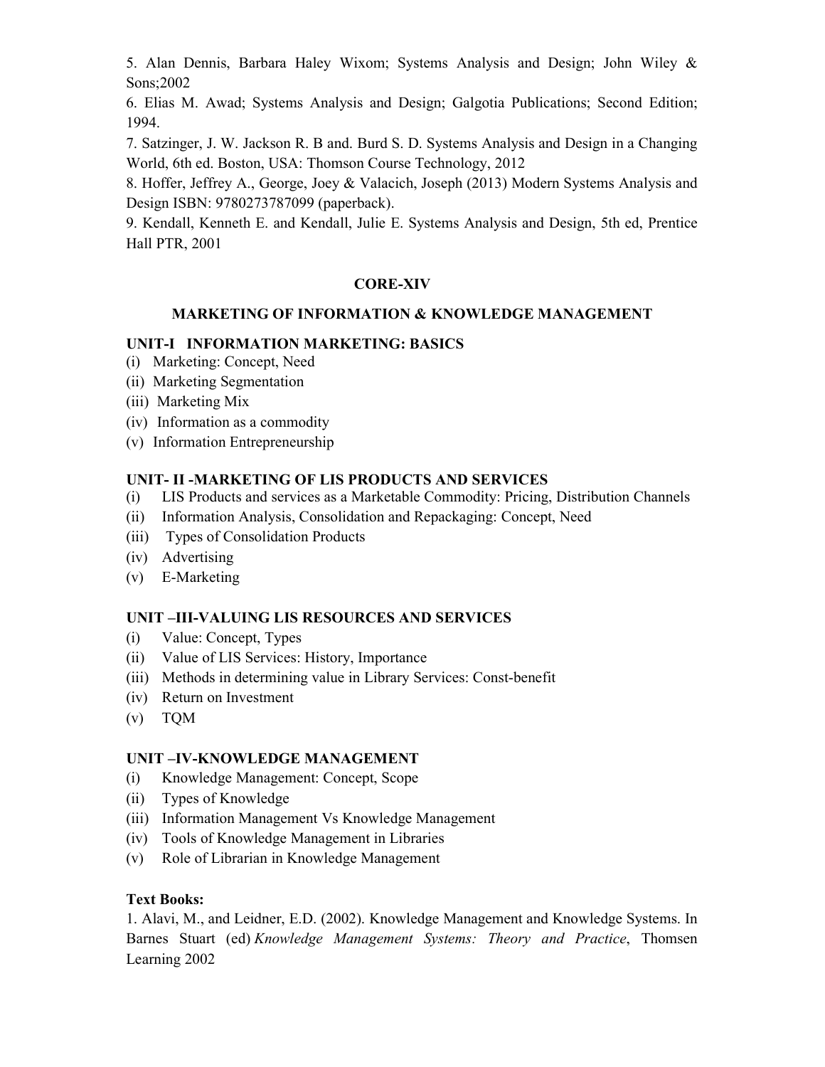5. Alan Dennis, Barbara Haley Wixom; Systems Analysis and Design; John Wiley & Sons;2002

6. Elias M. Awad; Systems Analysis and Design; Galgotia Publications; Second Edition; 1994.

7. Satzinger, J. W. Jackson R. B and. Burd S. D. Systems Analysis and Design in a Changing World, 6th ed. Boston, USA: Thomson Course Technology, 2012

8. Hoffer, Jeffrey A., George, Joey & Valacich, Joseph (2013) Modern Systems Analysis and Design ISBN: 9780273787099 (paperback).

9. Kendall, Kenneth E. and Kendall, Julie E. Systems Analysis and Design, 5th ed, Prentice Hall PTR, 2001

## CORE-XIV

## MARKETING OF INFORMATION & KNOWLEDGE MANAGEMENT

### UNIT-I INFORMATION MARKETING: BASICS

(i) Marketing: Concept, Need
(ii) Marketing Segmentation
(iii) Marketing Mix
(iv) Information as a commodity
(v) Information Entrepreneurship

### UNIT- II -MARKETING OF LIS PRODUCTS AND SERVICES

(i) LIS Products and services as a Marketable Commodity: Pricing, Distribution Channels
(ii) Information Analysis, Consolidation and Repackaging: Concept, Need
(iii) Types of Consolidation Products
(iv) Advertising
(v) E-Marketing

### UNIT –III-VALUING LIS RESOURCES AND SERVICES

(i) Value: Concept, Types
(ii) Value of LIS Services: History, Importance
(iii) Methods in determining value in Library Services: Const-benefit
(iv) Return on Investment
(v) TQM

### UNIT –IV-KNOWLEDGE MANAGEMENT

(i) Knowledge Management: Concept, Scope
(ii) Types of Knowledge
(iii) Information Management Vs Knowledge Management
(iv) Tools of Knowledge Management in Libraries
(v) Role of Librarian in Knowledge Management

**Text Books:**

1. Alavi, M., and Leidner, E.D. (2002). Knowledge Management and Knowledge Systems. In Barnes Stuart (ed) *Knowledge Management Systems: Theory and Practice*, Thomsen Learning 2002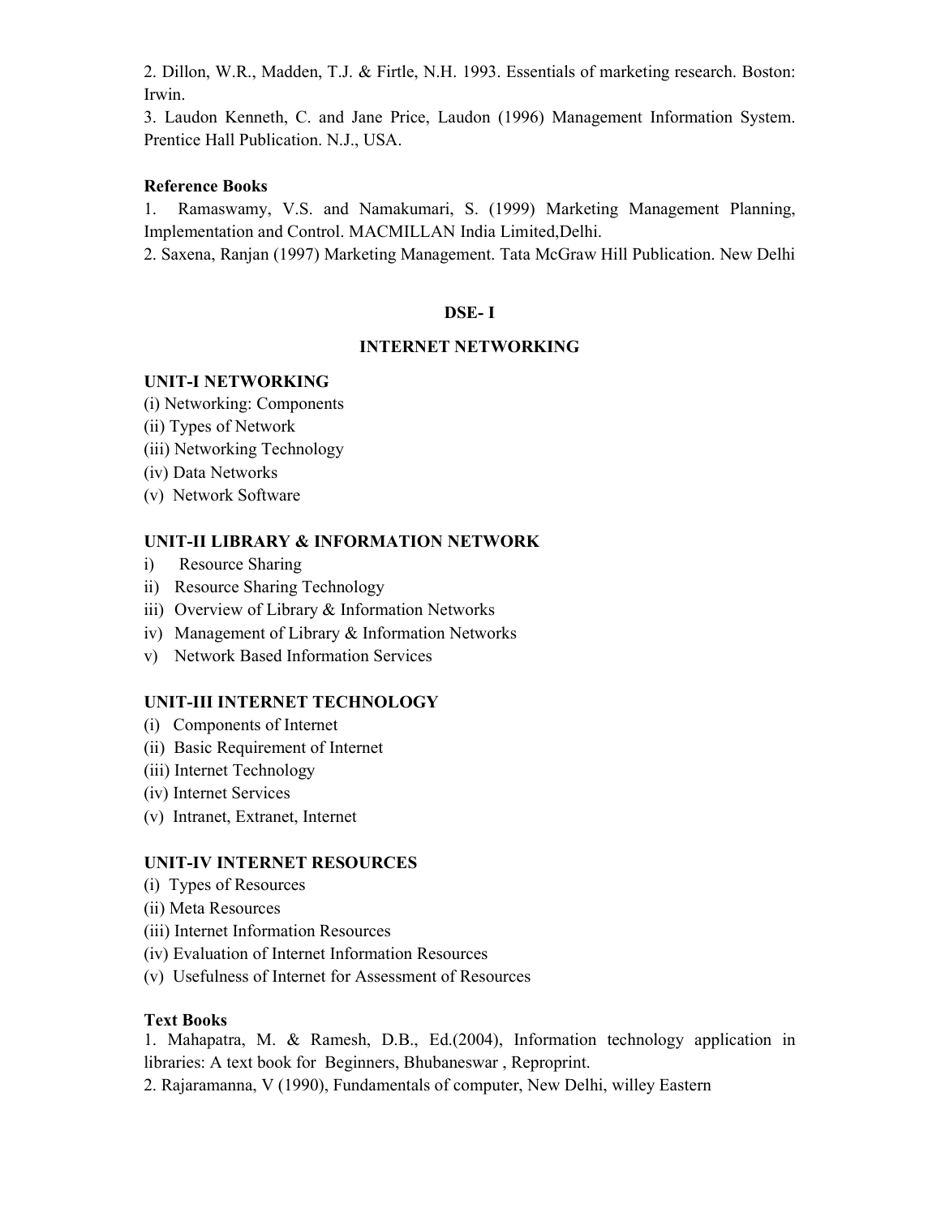2. Dillon, W.R., Madden, T.J. & Firtle, N.H. 1993. Essentials of marketing research. Boston: Irwin.

3. Laudon Kenneth, C. and Jane Price, Laudon (1996) Management Information System. Prentice Hall Publication. N.J., USA.

**Reference Books**

1. Ramaswamy, V.S. and Namakumari, S. (1999) Marketing Management Planning, Implementation and Control. MACMILLAN India Limited,Delhi.
2. Saxena, Ranjan (1997) Marketing Management. Tata McGraw Hill Publication. New Delhi

## DSE- I

## INTERNET NETWORKING

**UNIT-I NETWORKING**

(i) Networking: Components
(ii) Types of Network
(iii) Networking Technology
(iv) Data Networks
(v) Network Software

**UNIT-II LIBRARY & INFORMATION NETWORK**

i) Resource Sharing
ii) Resource Sharing Technology
iii) Overview of Library & Information Networks
iv) Management of Library & Information Networks
v) Network Based Information Services

**UNIT-III INTERNET TECHNOLOGY**

(i) Components of Internet
(ii) Basic Requirement of Internet
(iii) Internet Technology
(iv) Internet Services
(v) Intranet, Extranet, Internet

**UNIT-IV INTERNET RESOURCES**

(i) Types of Resources
(ii) Meta Resources
(iii) Internet Information Resources
(iv) Evaluation of Internet Information Resources
(v) Usefulness of Internet for Assessment of Resources

**Text Books**

1. Mahapatra, M. & Ramesh, D.B., Ed.(2004), Information technology application in libraries: A text book for Beginners, Bhubaneswar , Reproprint.
2. Rajaramanna, V (1990), Fundamentals of computer, New Delhi, willey Eastern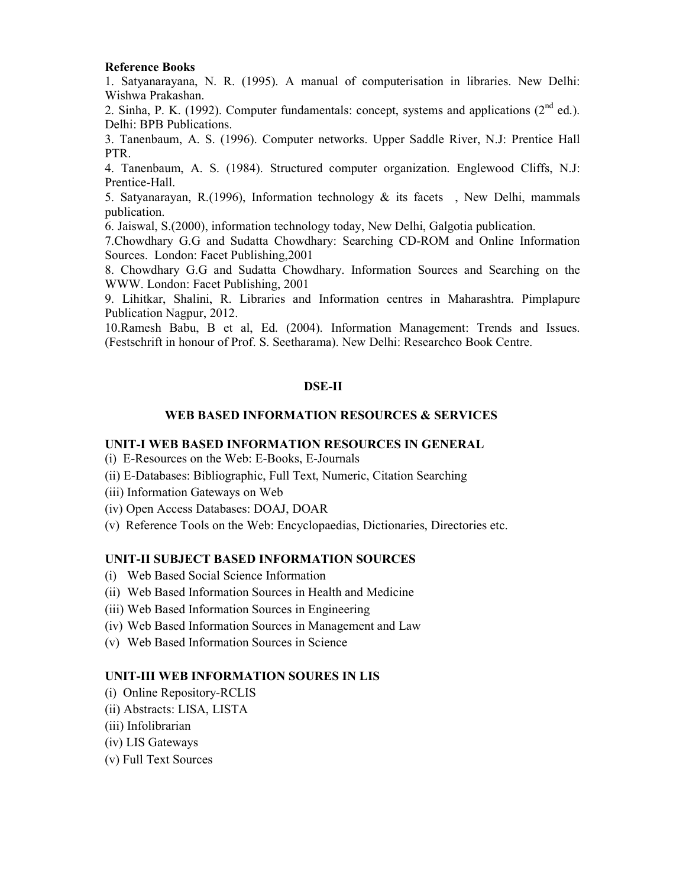**Reference Books**

1. Satyanarayana, N. R. (1995). A manual of computerisation in libraries. New Delhi: Wishwa Prakashan.
2. Sinha, P. K. (1992). Computer fundamentals: concept, systems and applications (2nd ed.). Delhi: BPB Publications.
3. Tanenbaum, A. S. (1996). Computer networks. Upper Saddle River, N.J: Prentice Hall PTR.
4. Tanenbaum, A. S. (1984). Structured computer organization. Englewood Cliffs, N.J: Prentice-Hall.
5. Satyanarayan, R.(1996), Information technology & its facets , New Delhi, mammals publication.
6. Jaiswal, S.(2000), information technology today, New Delhi, Galgotia publication.
7. Chowdhary G.G and Sudatta Chowdhary: Searching CD-ROM and Online Information Sources. London: Facet Publishing,2001
8. Chowdhary G.G and Sudatta Chowdhary. Information Sources and Searching on the WWW. London: Facet Publishing, 2001
9. Lihitkar, Shalini, R. Libraries and Information centres in Maharashtra. Pimplapure Publication Nagpur, 2012.
10. Ramesh Babu, B et al, Ed. (2004). Information Management: Trends and Issues. (Festschrift in honour of Prof. S. Seetharama). New Delhi: Researchco Book Centre.

## DSE-II

## WEB BASED INFORMATION RESOURCES & SERVICES

### UNIT-I WEB BASED INFORMATION RESOURCES IN GENERAL

(i) E-Resources on the Web: E-Books, E-Journals
(ii) E-Databases: Bibliographic, Full Text, Numeric, Citation Searching
(iii) Information Gateways on Web
(iv) Open Access Databases: DOAJ, DOAR
(v) Reference Tools on the Web: Encyclopaedias, Dictionaries, Directories etc.

### UNIT-II SUBJECT BASED INFORMATION SOURCES

(i) Web Based Social Science Information
(ii) Web Based Information Sources in Health and Medicine
(iii) Web Based Information Sources in Engineering
(iv) Web Based Information Sources in Management and Law
(v) Web Based Information Sources in Science

### UNIT-III WEB INFORMATION SOURES IN LIS

(i) Online Repository-RCLIS
(ii) Abstracts: LISA, LISTA
(iii) Infolibrarian
(iv) LIS Gateways
(v) Full Text Sources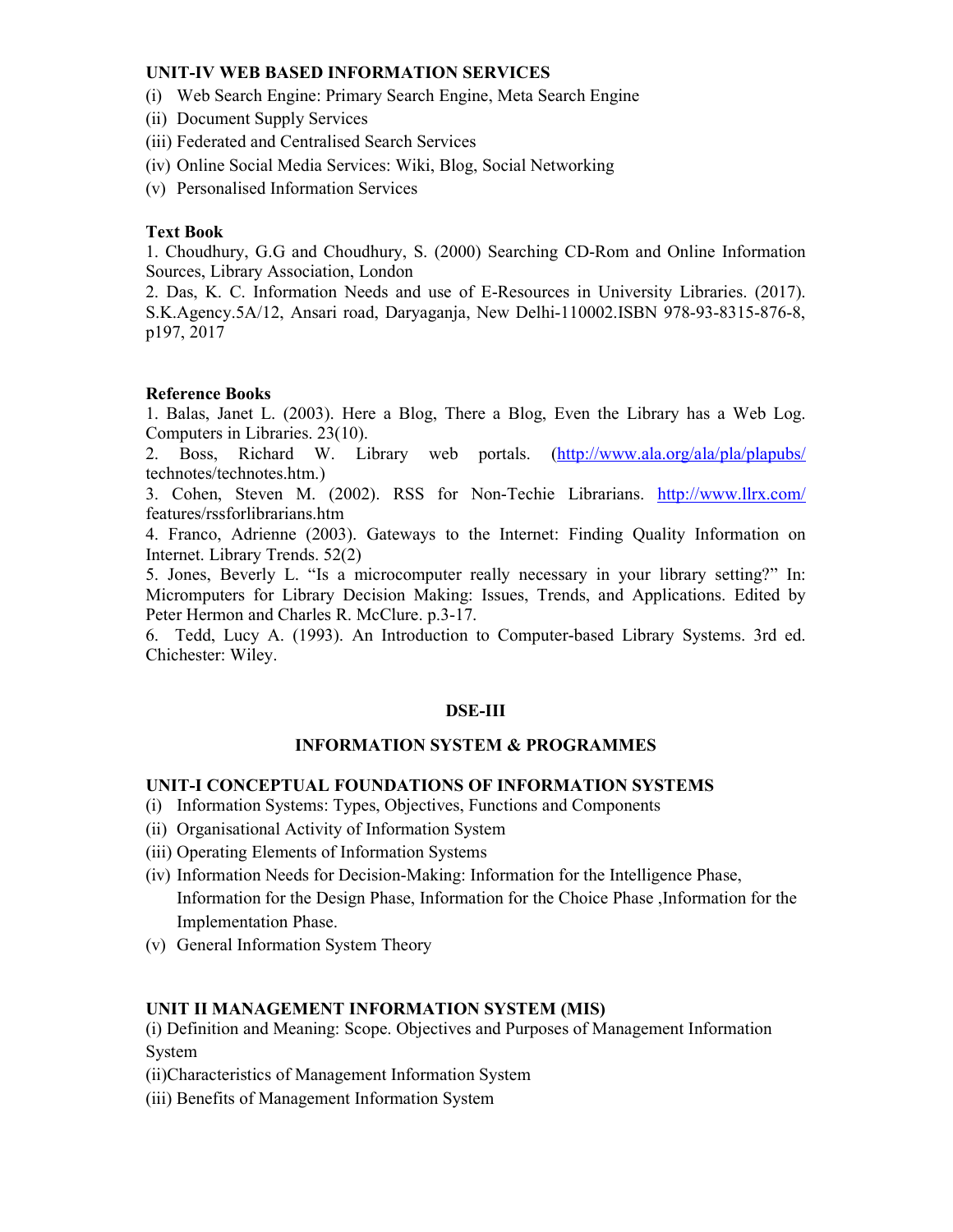### UNIT-IV WEB BASED INFORMATION SERVICES

(i) Web Search Engine: Primary Search Engine, Meta Search Engine
(ii) Document Supply Services
(iii) Federated and Centralised Search Services
(iv) Online Social Media Services: Wiki, Blog, Social Networking
(v) Personalised Information Services

**Text Book**

1. Choudhury, G.G and Choudhury, S. (2000) Searching CD-Rom and Online Information Sources, Library Association, London
2. Das, K. C. Information Needs and use of E-Resources in University Libraries. (2017). S.K.Agency.5A/12, Ansari road, Daryaganja, New Delhi-110002.ISBN 978-93-8315-876-8, p197, 2017

**Reference Books**

1. Balas, Janet L. (2003). Here a Blog, There a Blog, Even the Library has a Web Log. Computers in Libraries. 23(10).
2. Boss, Richard W. Library web portals. (http://www.ala.org/ala/pla/plapubs/technotes/technotes.htm.)
3. Cohen, Steven M. (2002). RSS for Non-Techie Librarians. http://www.llrx.com/features/rssforlibrarians.htm
4. Franco, Adrienne (2003). Gateways to the Internet: Finding Quality Information on Internet. Library Trends. 52(2)
5. Jones, Beverly L. "Is a microcomputer really necessary in your library setting?" In: Micropmuters for Library Decision Making: Issues, Trends, and Applications. Edited by Peter Hermon and Charles R. McClure. p.3-17.
6. Tedd, Lucy A. (1993). An Introduction to Computer-based Library Systems. 3rd ed. Chichester: Wiley.

## DSE-III

## INFORMATION SYSTEM & PROGRAMMES

### UNIT-I CONCEPTUAL FOUNDATIONS OF INFORMATION SYSTEMS

(i) Information Systems: Types, Objectives, Functions and Components
(ii) Organisational Activity of Information System
(iii) Operating Elements of Information Systems
(iv) Information Needs for Decision-Making: Information for the Intelligence Phase, Information for the Design Phase, Information for the Choice Phase ,Information for the Implementation Phase.
(v) General Information System Theory

### UNIT II MANAGEMENT INFORMATION SYSTEM (MIS)

(i) Definition and Meaning: Scope. Objectives and Purposes of Management Information System
(ii)Characteristics of Management Information System
(iii) Benefits of Management Information System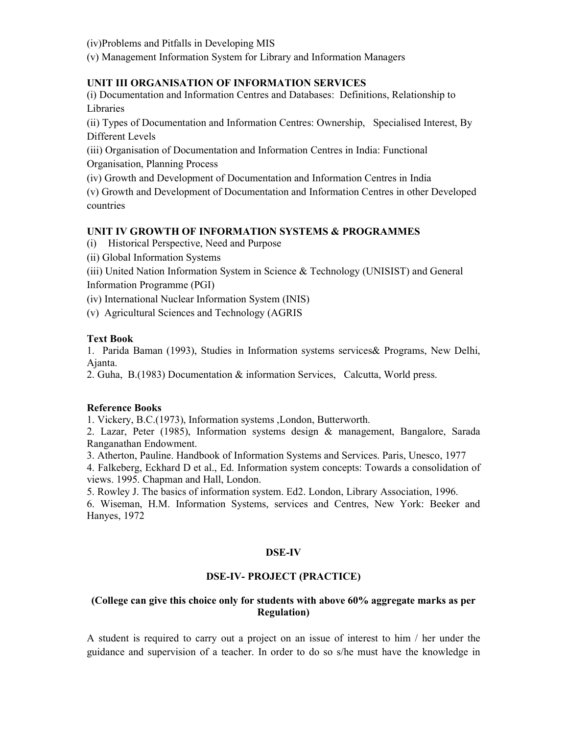(iv)Problems and Pitfalls in Developing MIS

(v) Management Information System for Library and Information Managers

### UNIT III ORGANISATION OF INFORMATION SERVICES

(i) Documentation and Information Centres and Databases: Definitions, Relationship to Libraries

(ii) Types of Documentation and Information Centres: Ownership, Specialised Interest, By Different Levels

(iii) Organisation of Documentation and Information Centres in India: Functional Organisation, Planning Process

(iv) Growth and Development of Documentation and Information Centres in India

(v) Growth and Development of Documentation and Information Centres in other Developed countries

### UNIT IV GROWTH OF INFORMATION SYSTEMS & PROGRAMMES

(i) Historical Perspective, Need and Purpose

(ii) Global Information Systems

(iii) United Nation Information System in Science & Technology (UNISIST) and General Information Programme (PGI)

(iv) International Nuclear Information System (INIS)

(v) Agricultural Sciences and Technology (AGRIS

**Text Book**

1. Parida Baman (1993), Studies in Information systems services& Programs, New Delhi, Ajanta.
2. Guha, B.(1983) Documentation & information Services, Calcutta, World press.

**Reference Books**

1. Vickery, B.C.(1973), Information systems ,London, Butterworth.
2. Lazar, Peter (1985), Information systems design & management, Bangalore, Sarada Ranganathan Endowment.
3. Atherton, Pauline. Handbook of Information Systems and Services. Paris, Unesco, 1977
4. Falkeberg, Eckhard D et al., Ed. Information system concepts: Towards a consolidation of views. 1995. Chapman and Hall, London.
5. Rowley J. The basics of information system. Ed2. London, Library Association, 1996.
6. Wiseman, H.M. Information Systems, services and Centres, New York: Beeker and Hanyes, 1972

## DSE-IV

## DSE-IV- PROJECT (PRACTICE)

**(College can give this choice only for students with above 60% aggregate marks as per Regulation)**

A student is required to carry out a project on an issue of interest to him / her under the guidance and supervision of a teacher. In order to do so s/he must have the knowledge in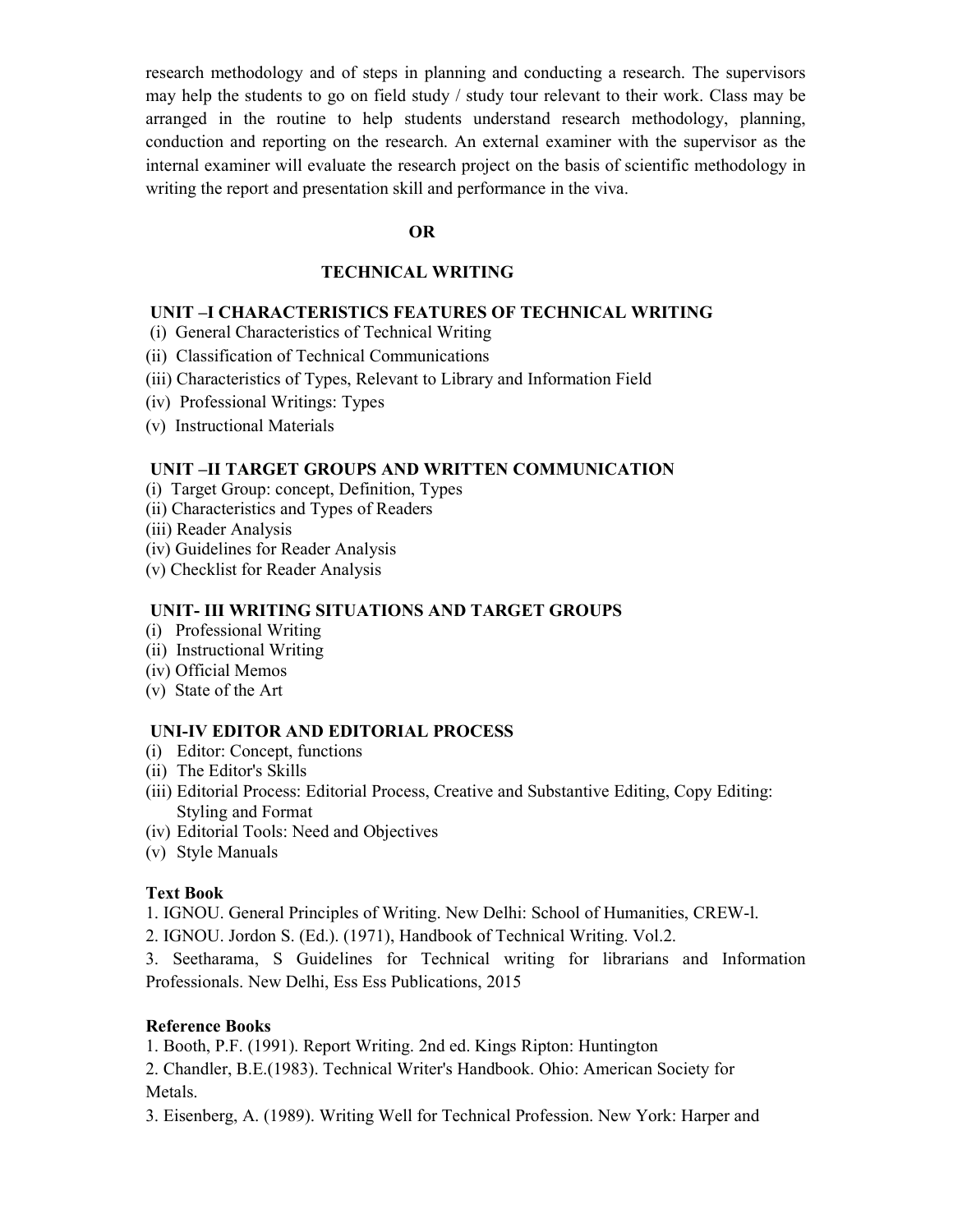research methodology and of steps in planning and conducting a research. The supervisors may help the students to go on field study / study tour relevant to their work. Class may be arranged in the routine to help students understand research methodology, planning, conduction and reporting on the research. An external examiner with the supervisor as the internal examiner will evaluate the research project on the basis of scientific methodology in writing the report and presentation skill and performance in the viva.

**OR**

## TECHNICAL WRITING

### UNIT –I CHARACTERISTICS FEATURES OF TECHNICAL WRITING

(i) General Characteristics of Technical Writing
(ii) Classification of Technical Communications
(iii) Characteristics of Types, Relevant to Library and Information Field
(iv) Professional Writings: Types
(v) Instructional Materials

### UNIT –II TARGET GROUPS AND WRITTEN COMMUNICATION

(i) Target Group: concept, Definition, Types
(ii) Characteristics and Types of Readers
(iii) Reader Analysis
(iv) Guidelines for Reader Analysis
(v) Checklist for Reader Analysis

### UNIT- III WRITING SITUATIONS AND TARGET GROUPS

(i) Professional Writing
(ii) Instructional Writing
(iv) Official Memos
(v) State of the Art

### UNI-IV EDITOR AND EDITORIAL PROCESS

(i) Editor: Concept, functions
(ii) The Editor's Skills
(iii) Editorial Process: Editorial Process, Creative and Substantive Editing, Copy Editing: Styling and Format
(iv) Editorial Tools: Need and Objectives
(v) Style Manuals

**Text Book**

1. IGNOU. General Principles of Writing. New Delhi: School of Humanities, CREW-l.
2. IGNOU. Jordon S. (Ed.). (1971), Handbook of Technical Writing. Vol.2.
3. Seetharama, S Guidelines for Technical writing for librarians and Information Professionals. New Delhi, Ess Ess Publications, 2015

**Reference Books**

1. Booth, P.F. (1991). Report Writing. 2nd ed. Kings Ripton: Huntington
2. Chandler, B.E.(1983). Technical Writer's Handbook. Ohio: American Society for Metals.
3. Eisenberg, A. (1989). Writing Well for Technical Profession. New York: Harper and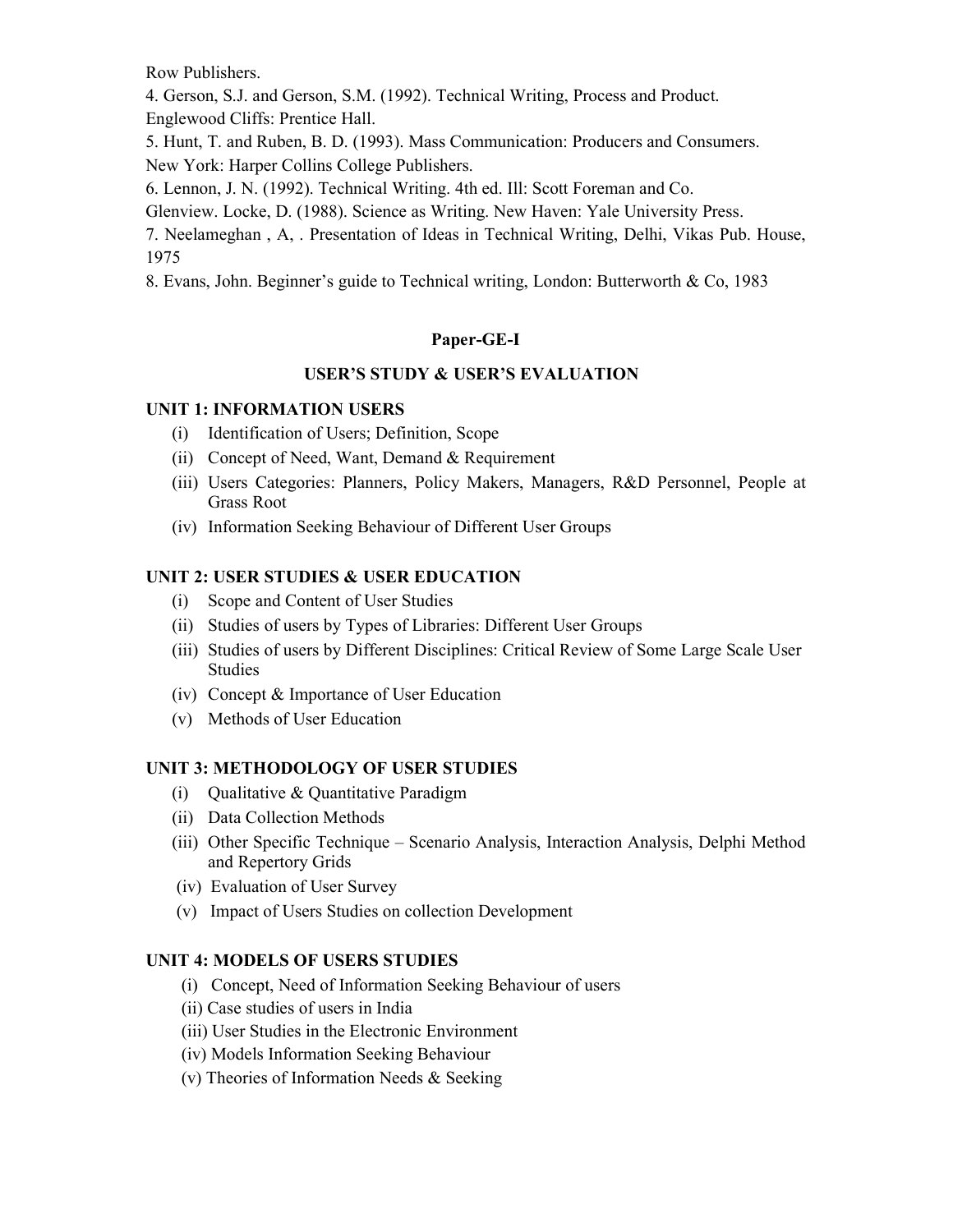Row Publishers.

4. Gerson, S.J. and Gerson, S.M. (1992). Technical Writing, Process and Product. Englewood Cliffs: Prentice Hall.

5. Hunt, T. and Ruben, B. D. (1993). Mass Communication: Producers and Consumers. New York: Harper Collins College Publishers.

6. Lennon, J. N. (1992). Technical Writing. 4th ed. Ill: Scott Foreman and Co. Glenview. Locke, D. (1988). Science as Writing. New Haven: Yale University Press.

7. Neelameghan , A, . Presentation of Ideas in Technical Writing, Delhi, Vikas Pub. House, 1975

8. Evans, John. Beginner's guide to Technical writing, London: Butterworth & Co, 1983

## Paper-GE-I

## USER'S STUDY & USER'S EVALUATION

### UNIT 1: INFORMATION USERS

(i) Identification of Users; Definition, Scope
(ii) Concept of Need, Want, Demand & Requirement
(iii) Users Categories: Planners, Policy Makers, Managers, R&D Personnel, People at Grass Root
(iv) Information Seeking Behaviour of Different User Groups

### UNIT 2: USER STUDIES & USER EDUCATION

(i) Scope and Content of User Studies
(ii) Studies of users by Types of Libraries: Different User Groups
(iii) Studies of users by Different Disciplines: Critical Review of Some Large Scale User Studies
(iv) Concept & Importance of User Education
(v) Methods of User Education

### UNIT 3: METHODOLOGY OF USER STUDIES

(i) Qualitative & Quantitative Paradigm
(ii) Data Collection Methods
(iii) Other Specific Technique – Scenario Analysis, Interaction Analysis, Delphi Method and Repertory Grids
(iv) Evaluation of User Survey
(v) Impact of Users Studies on collection Development

### UNIT 4: MODELS OF USERS STUDIES

(i) Concept, Need of Information Seeking Behaviour of users
(ii) Case studies of users in India
(iii) User Studies in the Electronic Environment
(iv) Models Information Seeking Behaviour
(v) Theories of Information Needs & Seeking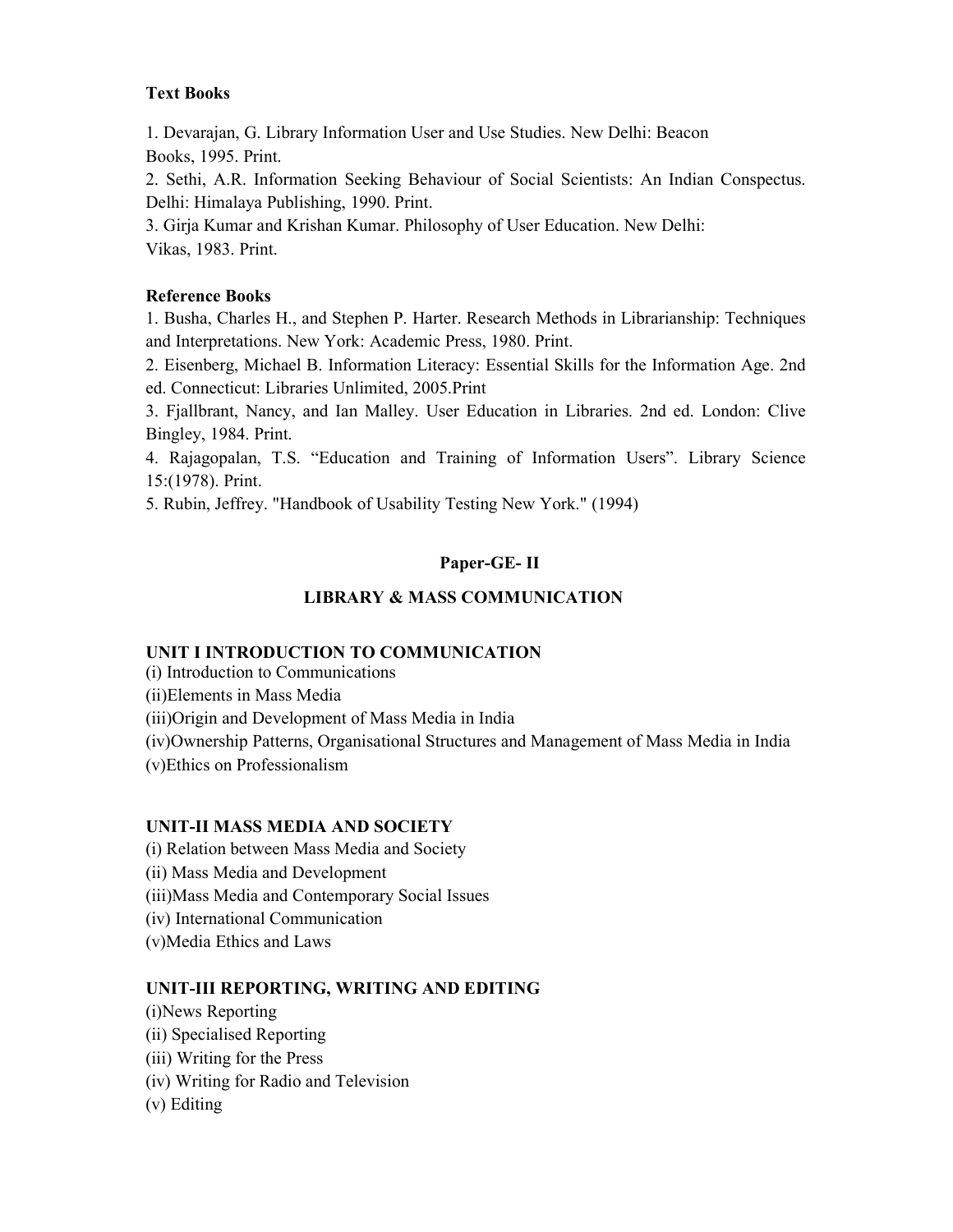**Text Books**

1. Devarajan, G. Library Information User and Use Studies. New Delhi: Beacon Books, 1995. Print.
2. Sethi, A.R. Information Seeking Behaviour of Social Scientists: An Indian Conspectus. Delhi: Himalaya Publishing, 1990. Print.
3. Girja Kumar and Krishan Kumar. Philosophy of User Education. New Delhi: Vikas, 1983. Print.

**Reference Books**

1. Busha, Charles H., and Stephen P. Harter. Research Methods in Librarianship: Techniques and Interpretations. New York: Academic Press, 1980. Print.
2. Eisenberg, Michael B. Information Literacy: Essential Skills for the Information Age. 2nd ed. Connecticut: Libraries Unlimited, 2005.Print
3. Fjallbrant, Nancy, and Ian Malley. User Education in Libraries. 2nd ed. London: Clive Bingley, 1984. Print.
4. Rajagopalan, T.S. "Education and Training of Information Users". Library Science 15:(1978). Print.
5. Rubin, Jeffrey. "Handbook of Usability Testing New York." (1994)

## Paper-GE- II

## LIBRARY & MASS COMMUNICATION

### UNIT I INTRODUCTION TO COMMUNICATION

(i) Introduction to Communications
(ii)Elements in Mass Media
(iii)Origin and Development of Mass Media in India
(iv)Ownership Patterns, Organisational Structures and Management of Mass Media in India
(v)Ethics on Professionalism

### UNIT-II MASS MEDIA AND SOCIETY

(i) Relation between Mass Media and Society
(ii) Mass Media and Development
(iii)Mass Media and Contemporary Social Issues
(iv) International Communication
(v)Media Ethics and Laws

### UNIT-III REPORTING, WRITING AND EDITING

(i)News Reporting
(ii) Specialised Reporting
(iii) Writing for the Press
(iv) Writing for Radio and Television
(v) Editing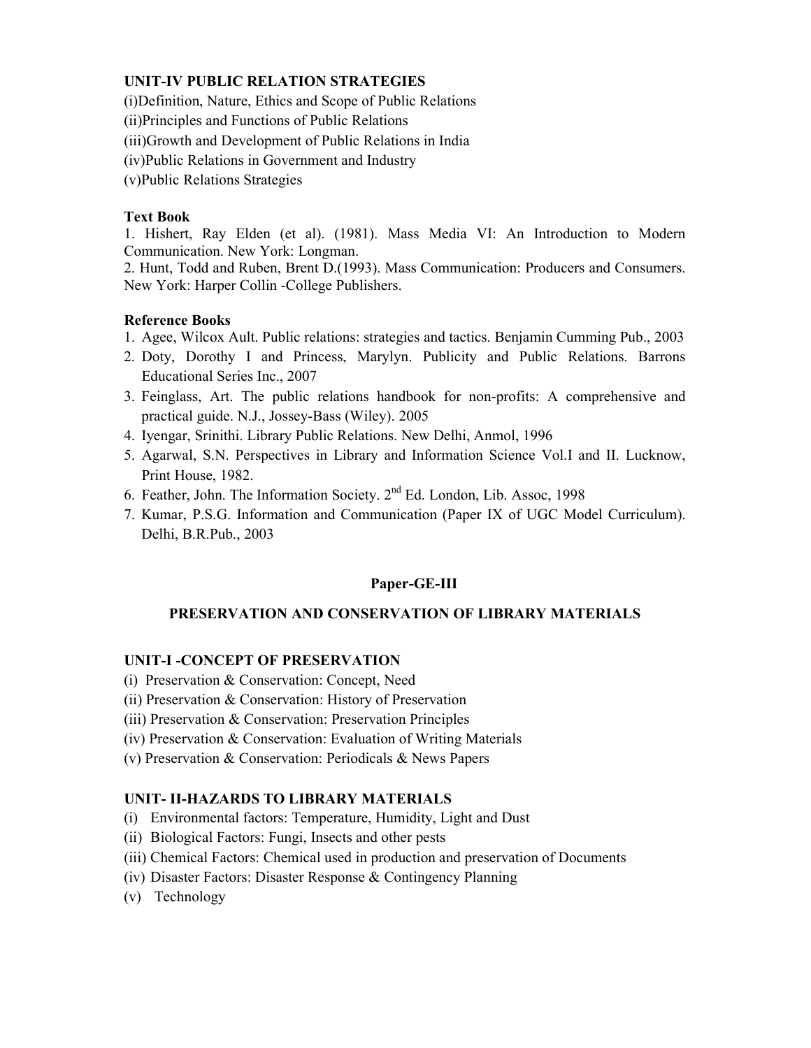**UNIT-IV PUBLIC RELATION STRATEGIES**

(i)Definition, Nature, Ethics and Scope of Public Relations

(ii)Principles and Functions of Public Relations

(iii)Growth and Development of Public Relations in India

(iv)Public Relations in Government and Industry

(v)Public Relations Strategies

**Text Book**

1. Hishert, Ray Elden (et al). (1981). Mass Media VI: An Introduction to Modern Communication. New York: Longman.
2. Hunt, Todd and Ruben, Brent D.(1993). Mass Communication: Producers and Consumers. New York: Harper Collin -College Publishers.

**Reference Books**

1. Agee, Wilcox Ault. Public relations: strategies and tactics. Benjamin Cumming Pub., 2003
2. Doty, Dorothy I and Princess, Marylyn. Publicity and Public Relations. Barrons Educational Series Inc., 2007
3. Feinglass, Art. The public relations handbook for non-profits: A comprehensive and practical guide. N.J., Jossey-Bass (Wiley). 2005
4. Iyengar, Srinithi. Library Public Relations. New Delhi, Anmol, 1996
5. Agarwal, S.N. Perspectives in Library and Information Science Vol.I and II. Lucknow, Print House, 1982.
6. Feather, John. The Information Society. 2nd Ed. London, Lib. Assoc, 1998
7. Kumar, P.S.G. Information and Communication (Paper IX of UGC Model Curriculum). Delhi, B.R.Pub., 2003

## Paper-GE-III

## PRESERVATION AND CONSERVATION OF LIBRARY MATERIALS

**UNIT-I -CONCEPT OF PRESERVATION**

(i) Preservation & Conservation: Concept, Need

(ii) Preservation & Conservation: History of Preservation

(iii) Preservation & Conservation: Preservation Principles

(iv) Preservation & Conservation: Evaluation of Writing Materials

(v) Preservation & Conservation: Periodicals & News Papers

**UNIT- II-HAZARDS TO LIBRARY MATERIALS**

(i) Environmental factors: Temperature, Humidity, Light and Dust

(ii) Biological Factors: Fungi, Insects and other pests

(iii) Chemical Factors: Chemical used in production and preservation of Documents

(iv) Disaster Factors: Disaster Response & Contingency Planning

(v) Technology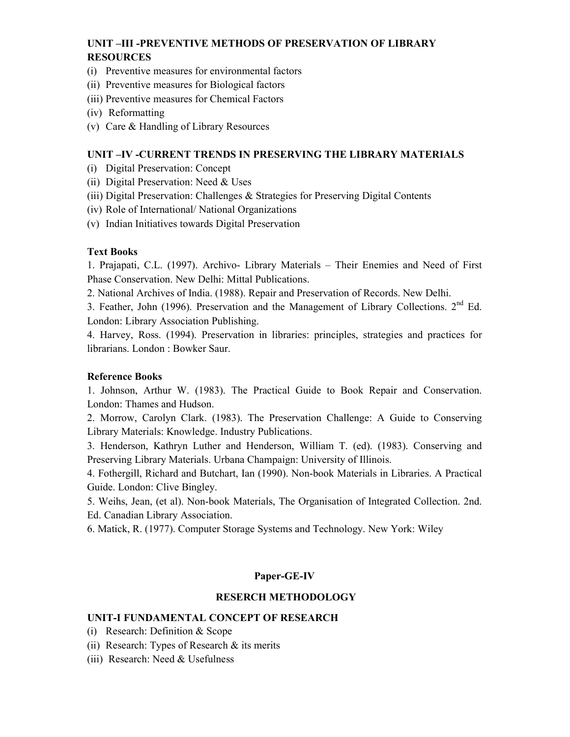### UNIT –III -PREVENTIVE METHODS OF PRESERVATION OF LIBRARY RESOURCES

(i) Preventive measures for environmental factors
(ii) Preventive measures for Biological factors
(iii) Preventive measures for Chemical Factors
(iv) Reformatting
(v) Care & Handling of Library Resources

### UNIT –IV -CURRENT TRENDS IN PRESERVING THE LIBRARY MATERIALS

(i) Digital Preservation: Concept
(ii) Digital Preservation: Need & Uses
(iii) Digital Preservation: Challenges & Strategies for Preserving Digital Contents
(iv) Role of International/ National Organizations
(v) Indian Initiatives towards Digital Preservation

**Text Books**

1. Prajapati, C.L. (1997). Archivo- Library Materials – Their Enemies and Need of First Phase Conservation. New Delhi: Mittal Publications.
2. National Archives of India. (1988). Repair and Preservation of Records. New Delhi.
3. Feather, John (1996). Preservation and the Management of Library Collections. 2nd Ed. London: Library Association Publishing.
4. Harvey, Ross. (1994). Preservation in libraries: principles, strategies and practices for librarians. London : Bowker Saur.

**Reference Books**

1. Johnson, Arthur W. (1983). The Practical Guide to Book Repair and Conservation. London: Thames and Hudson.
2. Morrow, Carolyn Clark. (1983). The Preservation Challenge: A Guide to Conserving Library Materials: Knowledge. Industry Publications.
3. Henderson, Kathryn Luther and Henderson, William T. (ed). (1983). Conserving and Preserving Library Materials. Urbana Champaign: University of Illinois.
4. Fothergill, Richard and Butchart, Ian (1990). Non-book Materials in Libraries. A Practical Guide. London: Clive Bingley.
5. Weihs, Jean, (et al). Non-book Materials, The Organisation of Integrated Collection. 2nd. Ed. Canadian Library Association.
6. Matick, R. (1977). Computer Storage Systems and Technology. New York: Wiley

## Paper-GE-IV

## RESERCH METHODOLOGY

### UNIT-I FUNDAMENTAL CONCEPT OF RESEARCH

(i) Research: Definition & Scope
(ii) Research: Types of Research & its merits
(iii) Research: Need & Usefulness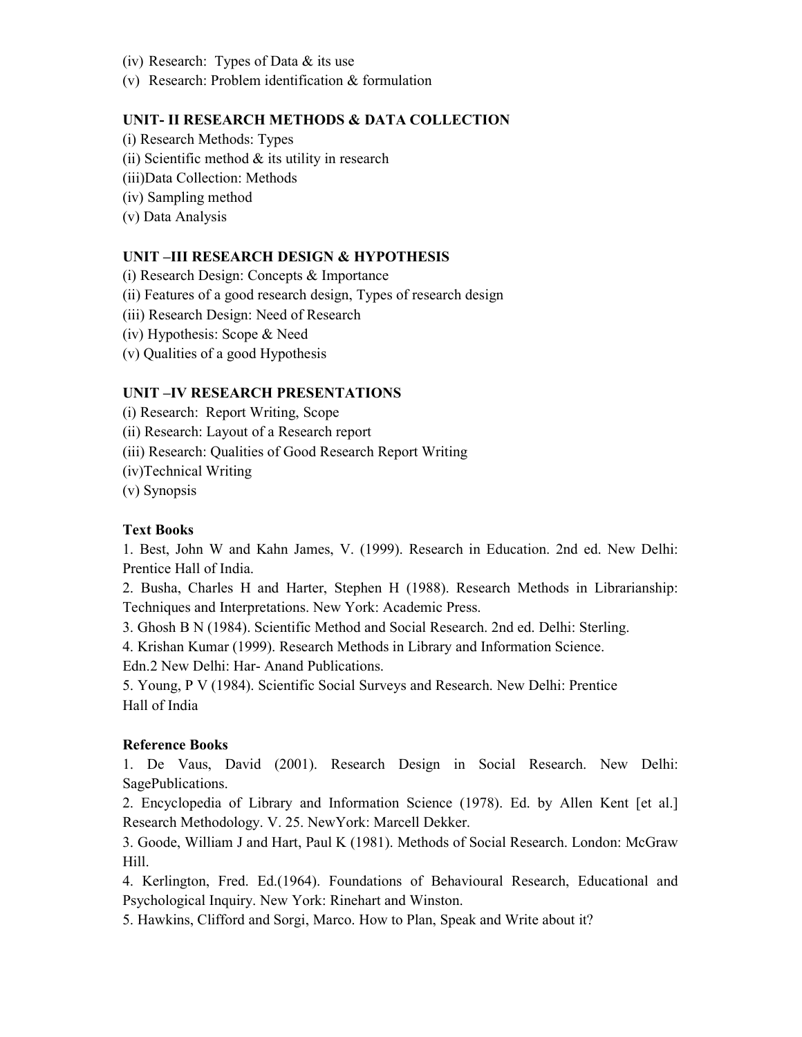(iv) Research: Types of Data & its use
(v) Research: Problem identification & formulation

**UNIT- II RESEARCH METHODS & DATA COLLECTION**

(i) Research Methods: Types
(ii) Scientific method & its utility in research
(iii)Data Collection: Methods
(iv) Sampling method
(v) Data Analysis

**UNIT –III RESEARCH DESIGN & HYPOTHESIS**

(i) Research Design: Concepts & Importance
(ii) Features of a good research design, Types of research design
(iii) Research Design: Need of Research
(iv) Hypothesis: Scope & Need
(v) Qualities of a good Hypothesis

**UNIT –IV RESEARCH PRESENTATIONS**

(i) Research: Report Writing, Scope
(ii) Research: Layout of a Research report
(iii) Research: Qualities of Good Research Report Writing
(iv)Technical Writing
(v) Synopsis

**Text Books**

1. Best, John W and Kahn James, V. (1999). Research in Education. 2nd ed. New Delhi: Prentice Hall of India.
2. Busha, Charles H and Harter, Stephen H (1988). Research Methods in Librarianship: Techniques and Interpretations. New York: Academic Press.
3. Ghosh B N (1984). Scientific Method and Social Research. 2nd ed. Delhi: Sterling.
4. Krishan Kumar (1999). Research Methods in Library and Information Science. Edn.2 New Delhi: Har- Anand Publications.
5. Young, P V (1984). Scientific Social Surveys and Research. New Delhi: Prentice Hall of India

**Reference Books**

1. De Vaus, David (2001). Research Design in Social Research. New Delhi: SagePublications.
2. Encyclopedia of Library and Information Science (1978). Ed. by Allen Kent [et al.] Research Methodology. V. 25. NewYork: Marcell Dekker.
3. Goode, William J and Hart, Paul K (1981). Methods of Social Research. London: McGraw Hill.
4. Kerlington, Fred. Ed.(1964). Foundations of Behavioural Research, Educational and Psychological Inquiry. New York: Rinehart and Winston.
5. Hawkins, Clifford and Sorgi, Marco. How to Plan, Speak and Write about it?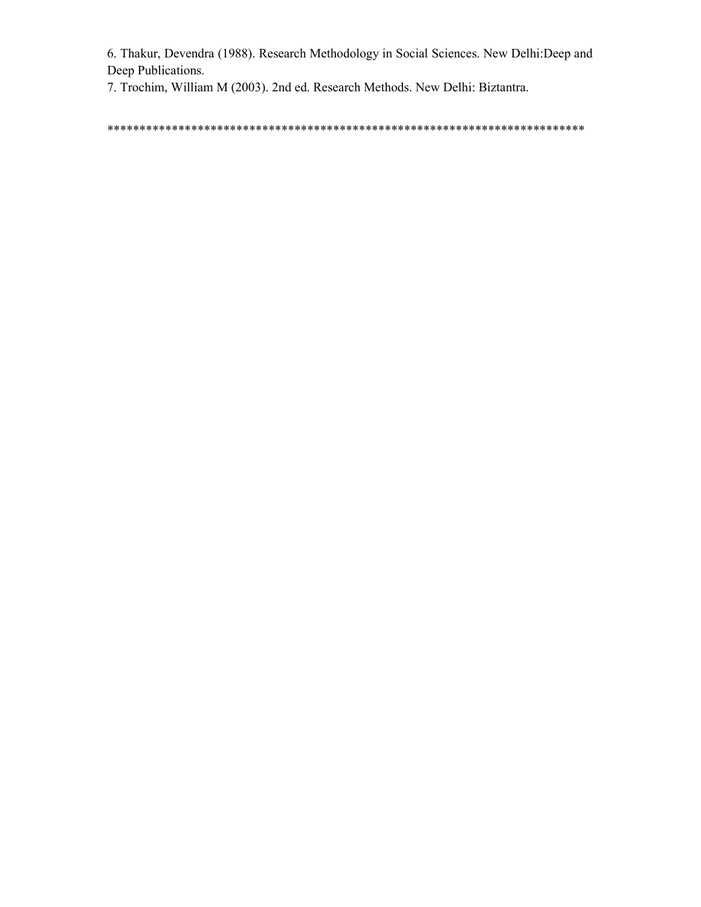6. Thakur, Devendra (1988). Research Methodology in Social Sciences. New Delhi:Deep and Deep Publications.
7. Trochim, William M (2003). 2nd ed. Research Methods. New Delhi: Biztantra.

****************************************************************************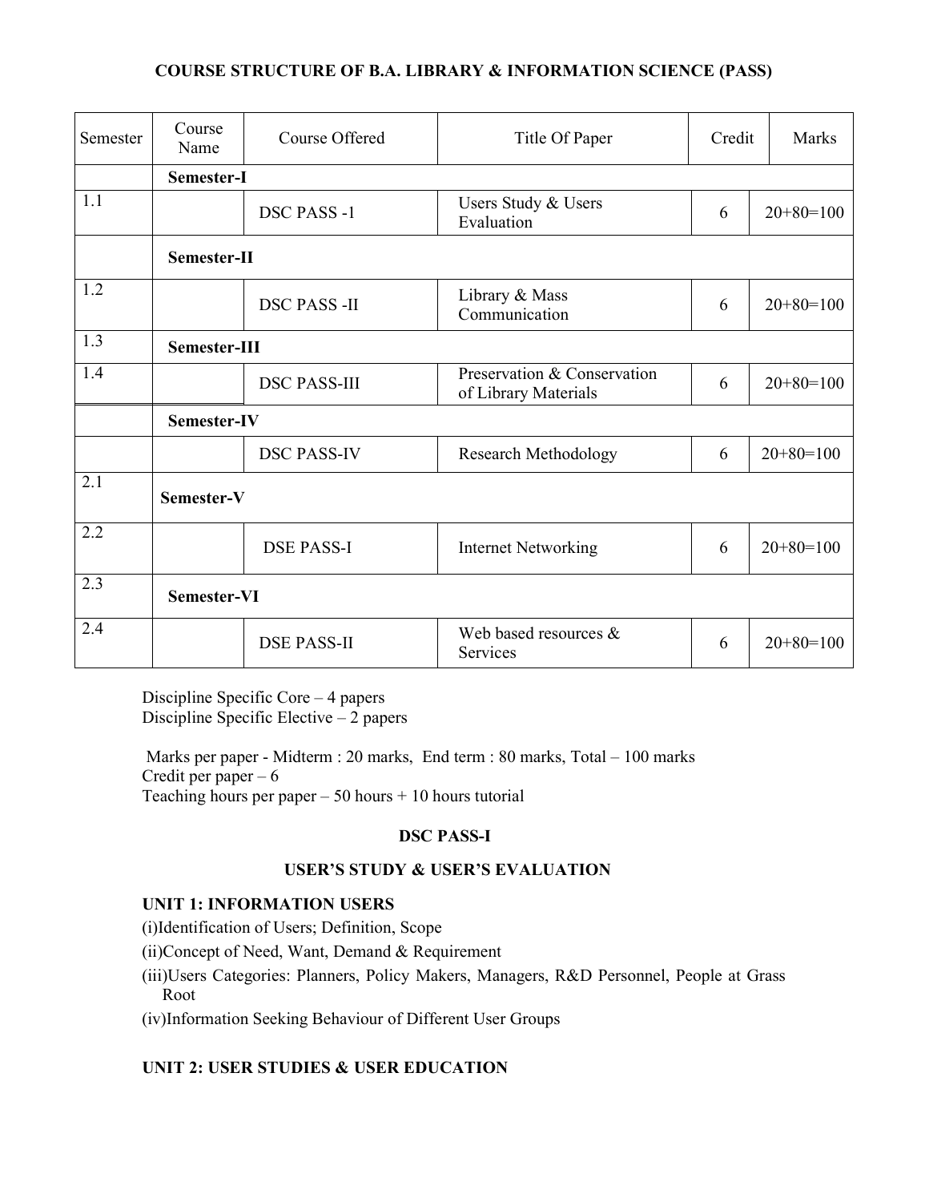**COURSE STRUCTURE OF B.A. LIBRARY & INFORMATION SCIENCE (PASS)**

| Semester | Course Name | Course Offered | Title Of Paper | Credit | Marks |
|---|---|---|---|---|---|
| | **Semester-I** | | | | |
| 1.1 | | DSC PASS -1 | Users Study & Users Evaluation | 6 | 20+80=100 |
| | **Semester-II** | | | | |
| 1.2 | | DSC PASS -II | Library & Mass Communication | 6 | 20+80=100 |
| 1.3 | **Semester-III** | | | | |
| 1.4 | | DSC PASS-III | Preservation & Conservation of Library Materials | 6 | 20+80=100 |
| | **Semester-IV** | | | | |
| | | DSC PASS-IV | Research Methodology | 6 | 20+80=100 |
| 2.1 | **Semester-V** | | | | |
| 2.2 | | DSE PASS-I | Internet Networking | 6 | 20+80=100 |
| 2.3 | **Semester-VI** | | | | |
| 2.4 | | DSE PASS-II | Web based resources & Services | 6 | 20+80=100 |

Discipline Specific Core – 4 papers
Discipline Specific Elective – 2 papers

Marks per paper - Midterm : 20 marks, End term : 80 marks, Total – 100 marks
Credit per paper – 6
Teaching hours per paper – 50 hours + 10 hours tutorial

**DSC PASS-I**

**USER'S STUDY & USER'S EVALUATION**

**UNIT 1: INFORMATION USERS**

(i)Identification of Users; Definition, Scope

(ii)Concept of Need, Want, Demand & Requirement

(iii)Users Categories: Planners, Policy Makers, Managers, R&D Personnel, People at Grass Root

(iv)Information Seeking Behaviour of Different User Groups

**UNIT 2: USER STUDIES & USER EDUCATION**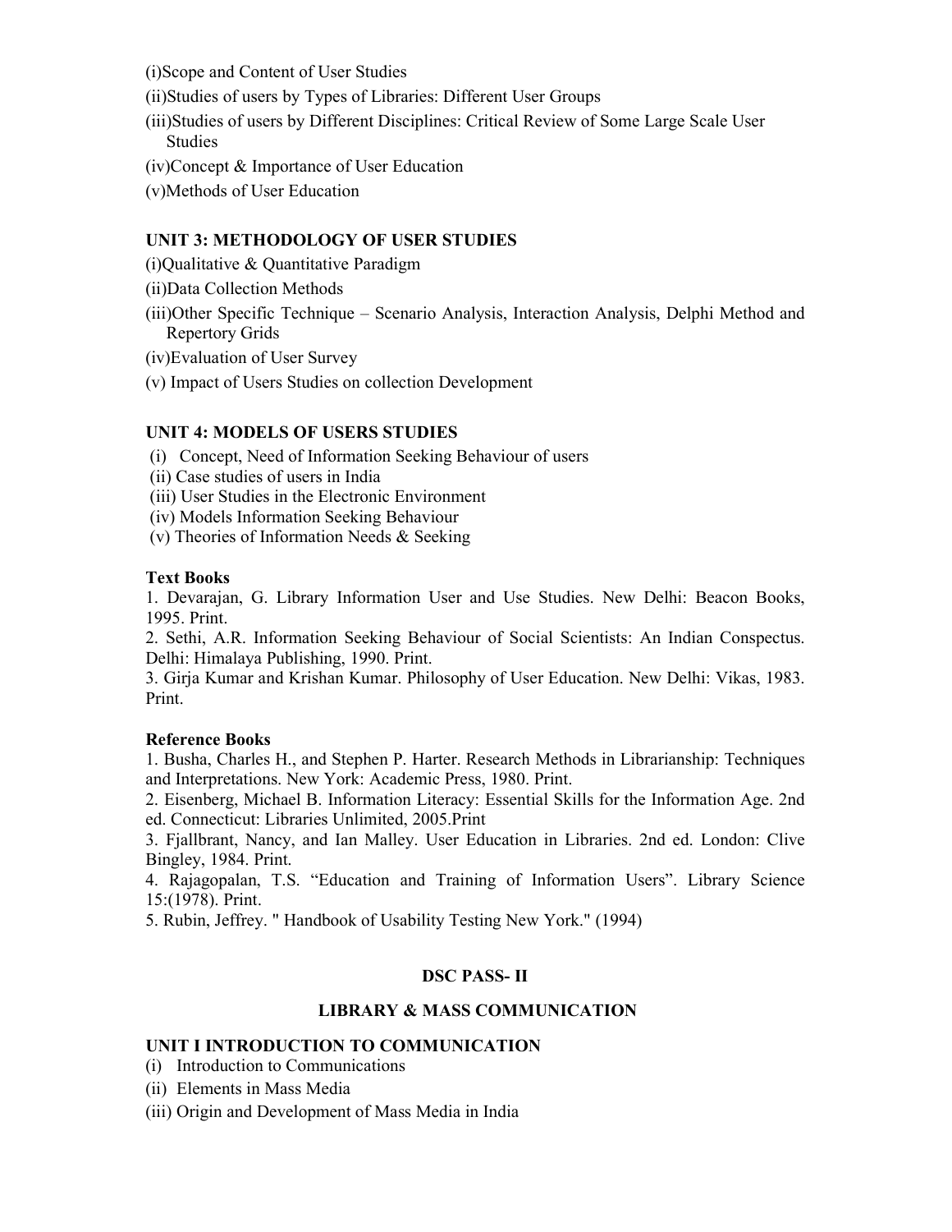(i)Scope and Content of User Studies

(ii)Studies of users by Types of Libraries: Different User Groups

(iii)Studies of users by Different Disciplines: Critical Review of Some Large Scale User Studies

(iv)Concept & Importance of User Education

(v)Methods of User Education

**UNIT 3: METHODOLOGY OF USER STUDIES**

(i)Qualitative & Quantitative Paradigm

(ii)Data Collection Methods

(iii)Other Specific Technique – Scenario Analysis, Interaction Analysis, Delphi Method and Repertory Grids

(iv)Evaluation of User Survey

(v) Impact of Users Studies on collection Development

**UNIT 4: MODELS OF USERS STUDIES**

(i) Concept, Need of Information Seeking Behaviour of users

(ii) Case studies of users in India

(iii) User Studies in the Electronic Environment

(iv) Models Information Seeking Behaviour

(v) Theories of Information Needs & Seeking

**Text Books**

1. Devarajan, G. Library Information User and Use Studies. New Delhi: Beacon Books, 1995. Print.
2. Sethi, A.R. Information Seeking Behaviour of Social Scientists: An Indian Conspectus. Delhi: Himalaya Publishing, 1990. Print.
3. Girja Kumar and Krishan Kumar. Philosophy of User Education. New Delhi: Vikas, 1983. Print.

**Reference Books**

1. Busha, Charles H., and Stephen P. Harter. Research Methods in Librarianship: Techniques and Interpretations. New York: Academic Press, 1980. Print.
2. Eisenberg, Michael B. Information Literacy: Essential Skills for the Information Age. 2nd ed. Connecticut: Libraries Unlimited, 2005.Print
3. Fjallbrant, Nancy, and Ian Malley. User Education in Libraries. 2nd ed. London: Clive Bingley, 1984. Print.
4. Rajagopalan, T.S. "Education and Training of Information Users". Library Science 15:(1978). Print.
5. Rubin, Jeffrey. " Handbook of Usability Testing New York." (1994)

## DSC PASS- II

## LIBRARY & MASS COMMUNICATION

**UNIT I INTRODUCTION TO COMMUNICATION**

(i) Introduction to Communications

(ii) Elements in Mass Media

(iii) Origin and Development of Mass Media in India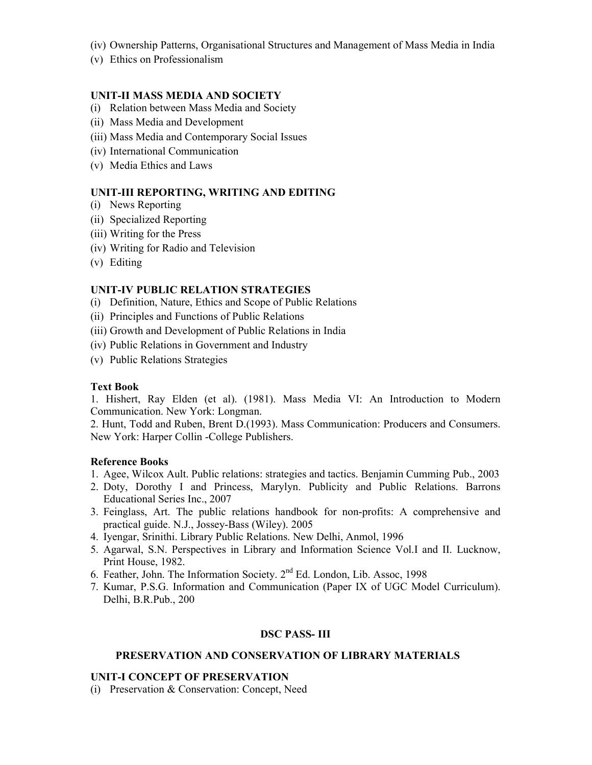(iv) Ownership Patterns, Organisational Structures and Management of Mass Media in India

(v) Ethics on Professionalism

### UNIT-II MASS MEDIA AND SOCIETY

(i) Relation between Mass Media and Society

(ii) Mass Media and Development

(iii) Mass Media and Contemporary Social Issues

(iv) International Communication

(v) Media Ethics and Laws

### UNIT-III REPORTING, WRITING AND EDITING

(i) News Reporting

(ii) Specialized Reporting

(iii) Writing for the Press

(iv) Writing for Radio and Television

(v) Editing

### UNIT-IV PUBLIC RELATION STRATEGIES

(i) Definition, Nature, Ethics and Scope of Public Relations

(ii) Principles and Functions of Public Relations

(iii) Growth and Development of Public Relations in India

(iv) Public Relations in Government and Industry

(v) Public Relations Strategies

**Text Book**

1. Hishert, Ray Elden (et al). (1981). Mass Media VI: An Introduction to Modern Communication. New York: Longman.
2. Hunt, Todd and Ruben, Brent D.(1993). Mass Communication: Producers and Consumers. New York: Harper Collin -College Publishers.

**Reference Books**

1. Agee, Wilcox Ault. Public relations: strategies and tactics. Benjamin Cumming Pub., 2003
2. Doty, Dorothy I and Princess, Marylyn. Publicity and Public Relations. Barrons Educational Series Inc., 2007
3. Feinglass, Art. The public relations handbook for non-profits: A comprehensive and practical guide. N.J., Jossey-Bass (Wiley). 2005
4. Iyengar, Srinithi. Library Public Relations. New Delhi, Anmol, 1996
5. Agarwal, S.N. Perspectives in Library and Information Science Vol.I and II. Lucknow, Print House, 1982.
6. Feather, John. The Information Society. 2nd Ed. London, Lib. Assoc, 1998
7. Kumar, P.S.G. Information and Communication (Paper IX of UGC Model Curriculum). Delhi, B.R.Pub., 200

## DSC PASS- III

## PRESERVATION AND CONSERVATION OF LIBRARY MATERIALS

### UNIT-I CONCEPT OF PRESERVATION

(i) Preservation & Conservation: Concept, Need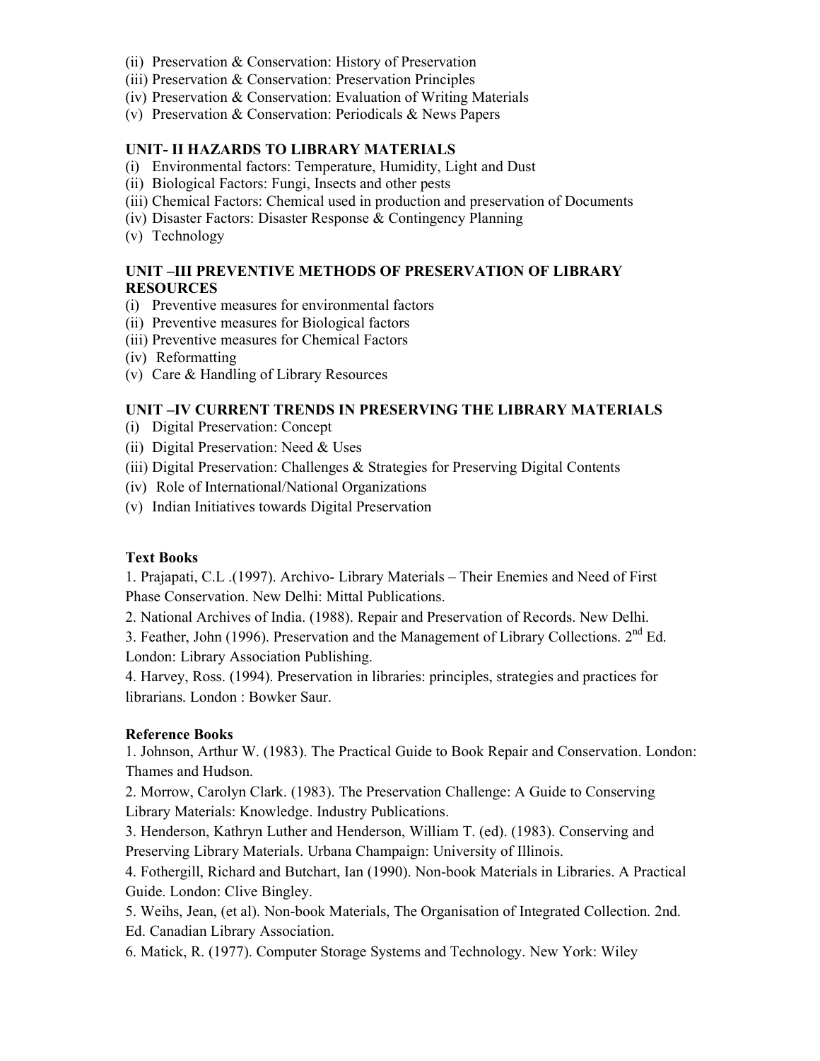(ii) Preservation & Conservation: History of Preservation
(iii) Preservation & Conservation: Preservation Principles
(iv) Preservation & Conservation: Evaluation of Writing Materials
(v) Preservation & Conservation: Periodicals & News Papers

**UNIT- II HAZARDS TO LIBRARY MATERIALS**

(i) Environmental factors: Temperature, Humidity, Light and Dust
(ii) Biological Factors: Fungi, Insects and other pests
(iii) Chemical Factors: Chemical used in production and preservation of Documents
(iv) Disaster Factors: Disaster Response & Contingency Planning
(v) Technology

**UNIT –III PREVENTIVE METHODS OF PRESERVATION OF LIBRARY RESOURCES**

(i) Preventive measures for environmental factors
(ii) Preventive measures for Biological factors
(iii) Preventive measures for Chemical Factors
(iv) Reformatting
(v) Care & Handling of Library Resources

**UNIT –IV CURRENT TRENDS IN PRESERVING THE LIBRARY MATERIALS**

(i) Digital Preservation: Concept
(ii) Digital Preservation: Need & Uses
(iii) Digital Preservation: Challenges & Strategies for Preserving Digital Contents
(iv) Role of International/National Organizations
(v) Indian Initiatives towards Digital Preservation

**Text Books**

1. Prajapati, C.L .(1997). Archivo- Library Materials – Their Enemies and Need of First Phase Conservation. New Delhi: Mittal Publications.
2. National Archives of India. (1988). Repair and Preservation of Records. New Delhi.
3. Feather, John (1996). Preservation and the Management of Library Collections. 2nd Ed. London: Library Association Publishing.
4. Harvey, Ross. (1994). Preservation in libraries: principles, strategies and practices for librarians. London : Bowker Saur.

**Reference Books**

1. Johnson, Arthur W. (1983). The Practical Guide to Book Repair and Conservation. London: Thames and Hudson.
2. Morrow, Carolyn Clark. (1983). The Preservation Challenge: A Guide to Conserving Library Materials: Knowledge. Industry Publications.
3. Henderson, Kathryn Luther and Henderson, William T. (ed). (1983). Conserving and Preserving Library Materials. Urbana Champaign: University of Illinois.
4. Fothergill, Richard and Butchart, Ian (1990). Non-book Materials in Libraries. A Practical Guide. London: Clive Bingley.
5. Weihs, Jean, (et al). Non-book Materials, The Organisation of Integrated Collection. 2nd. Ed. Canadian Library Association.
6. Matick, R. (1977). Computer Storage Systems and Technology. New York: Wiley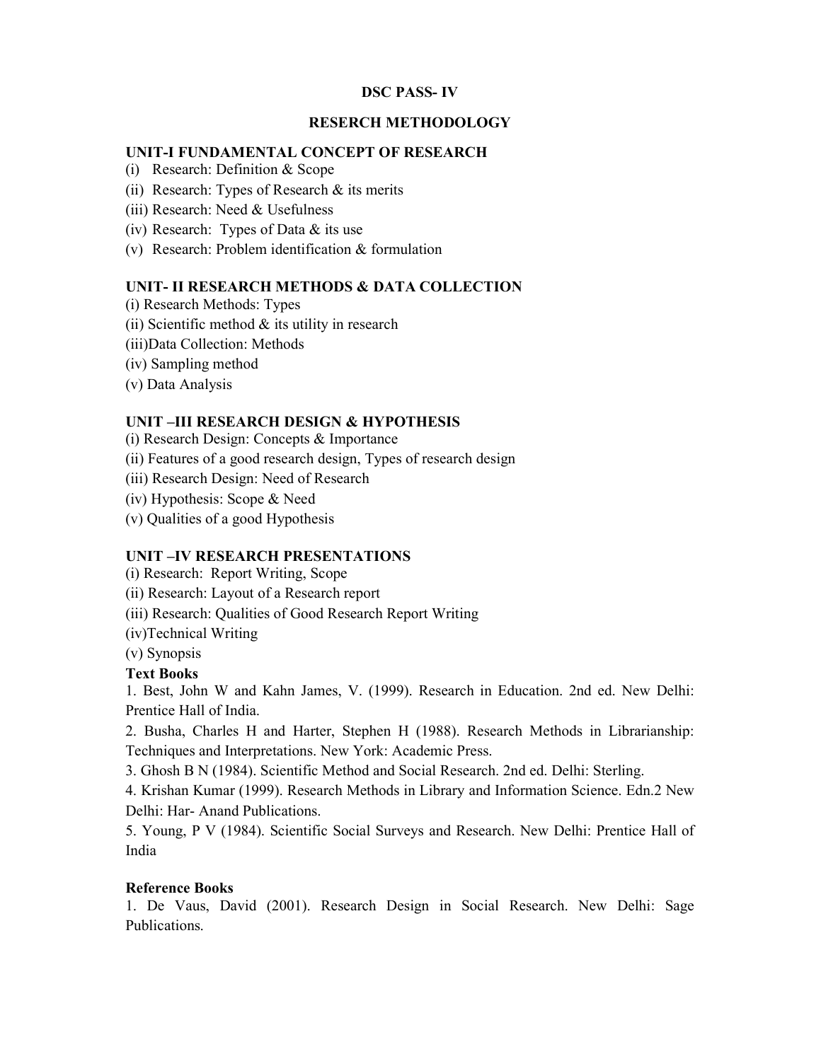# DSC PASS- IV

## RESERCH METHODOLOGY

### UNIT-I FUNDAMENTAL CONCEPT OF RESEARCH

(i) Research: Definition & Scope

(ii) Research: Types of Research & its merits

(iii) Research: Need & Usefulness

(iv) Research: Types of Data & its use

(v) Research: Problem identification & formulation

### UNIT- II RESEARCH METHODS & DATA COLLECTION

(i) Research Methods: Types

(ii) Scientific method & its utility in research

(iii)Data Collection: Methods

(iv) Sampling method

(v) Data Analysis

### UNIT –III RESEARCH DESIGN & HYPOTHESIS

(i) Research Design: Concepts & Importance

(ii) Features of a good research design, Types of research design

(iii) Research Design: Need of Research

(iv) Hypothesis: Scope & Need

(v) Qualities of a good Hypothesis

### UNIT –IV RESEARCH PRESENTATIONS

(i) Research: Report Writing, Scope

(ii) Research: Layout of a Research report

(iii) Research: Qualities of Good Research Report Writing

(iv)Technical Writing

(v) Synopsis

**Text Books**

1. Best, John W and Kahn James, V. (1999). Research in Education. 2nd ed. New Delhi: Prentice Hall of India.
2. Busha, Charles H and Harter, Stephen H (1988). Research Methods in Librarianship: Techniques and Interpretations. New York: Academic Press.
3. Ghosh B N (1984). Scientific Method and Social Research. 2nd ed. Delhi: Sterling.
4. Krishan Kumar (1999). Research Methods in Library and Information Science. Edn.2 New Delhi: Har- Anand Publications.
5. Young, P V (1984). Scientific Social Surveys and Research. New Delhi: Prentice Hall of India

**Reference Books**

1. De Vaus, David (2001). Research Design in Social Research. New Delhi: Sage Publications.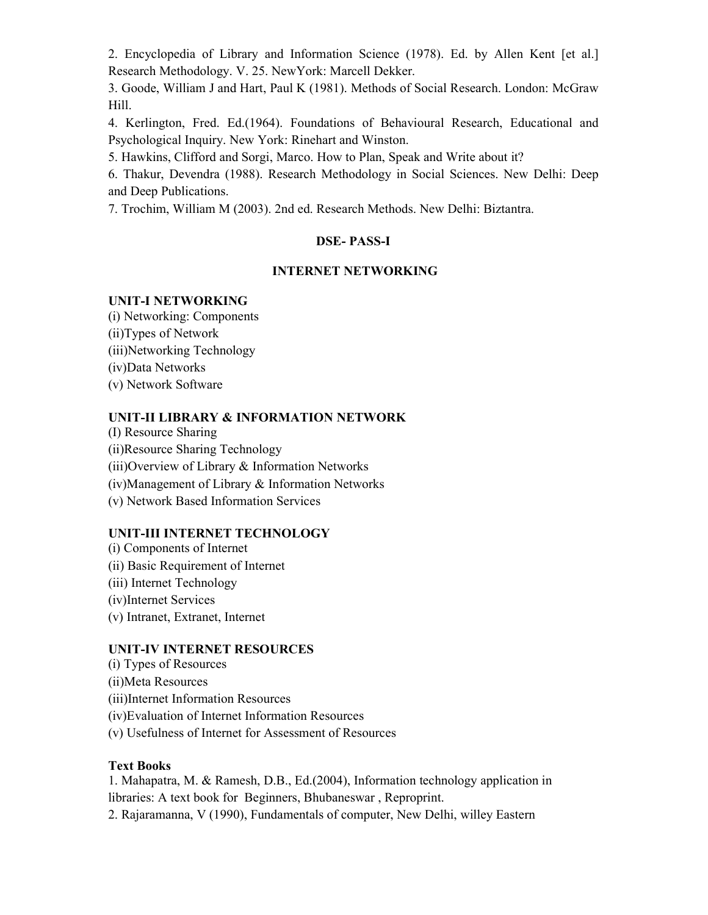2. Encyclopedia of Library and Information Science (1978). Ed. by Allen Kent [et al.] Research Methodology. V. 25. NewYork: Marcell Dekker.

3. Goode, William J and Hart, Paul K (1981). Methods of Social Research. London: McGraw Hill.

4. Kerlington, Fred. Ed.(1964). Foundations of Behavioural Research, Educational and Psychological Inquiry. New York: Rinehart and Winston.

5. Hawkins, Clifford and Sorgi, Marco. How to Plan, Speak and Write about it?

6. Thakur, Devendra (1988). Research Methodology in Social Sciences. New Delhi: Deep and Deep Publications.

7. Trochim, William M (2003). 2nd ed. Research Methods. New Delhi: Biztantra.

## DSE- PASS-I

## INTERNET NETWORKING

### UNIT-I NETWORKING

(i) Networking: Components
(ii)Types of Network
(iii)Networking Technology
(iv)Data Networks
(v) Network Software

### UNIT-II LIBRARY & INFORMATION NETWORK

(I) Resource Sharing
(ii)Resource Sharing Technology
(iii)Overview of Library & Information Networks
(iv)Management of Library & Information Networks
(v) Network Based Information Services

### UNIT-III INTERNET TECHNOLOGY

(i) Components of Internet
(ii) Basic Requirement of Internet
(iii) Internet Technology
(iv)Internet Services
(v) Intranet, Extranet, Internet

### UNIT-IV INTERNET RESOURCES

(i) Types of Resources
(ii)Meta Resources
(iii)Internet Information Resources
(iv)Evaluation of Internet Information Resources
(v) Usefulness of Internet for Assessment of Resources

### Text Books

1. Mahapatra, M. & Ramesh, D.B., Ed.(2004), Information technology application in libraries: A text book for Beginners, Bhubaneswar , Reproprint.
2. Rajaramanna, V (1990), Fundamentals of computer, New Delhi, willey Eastern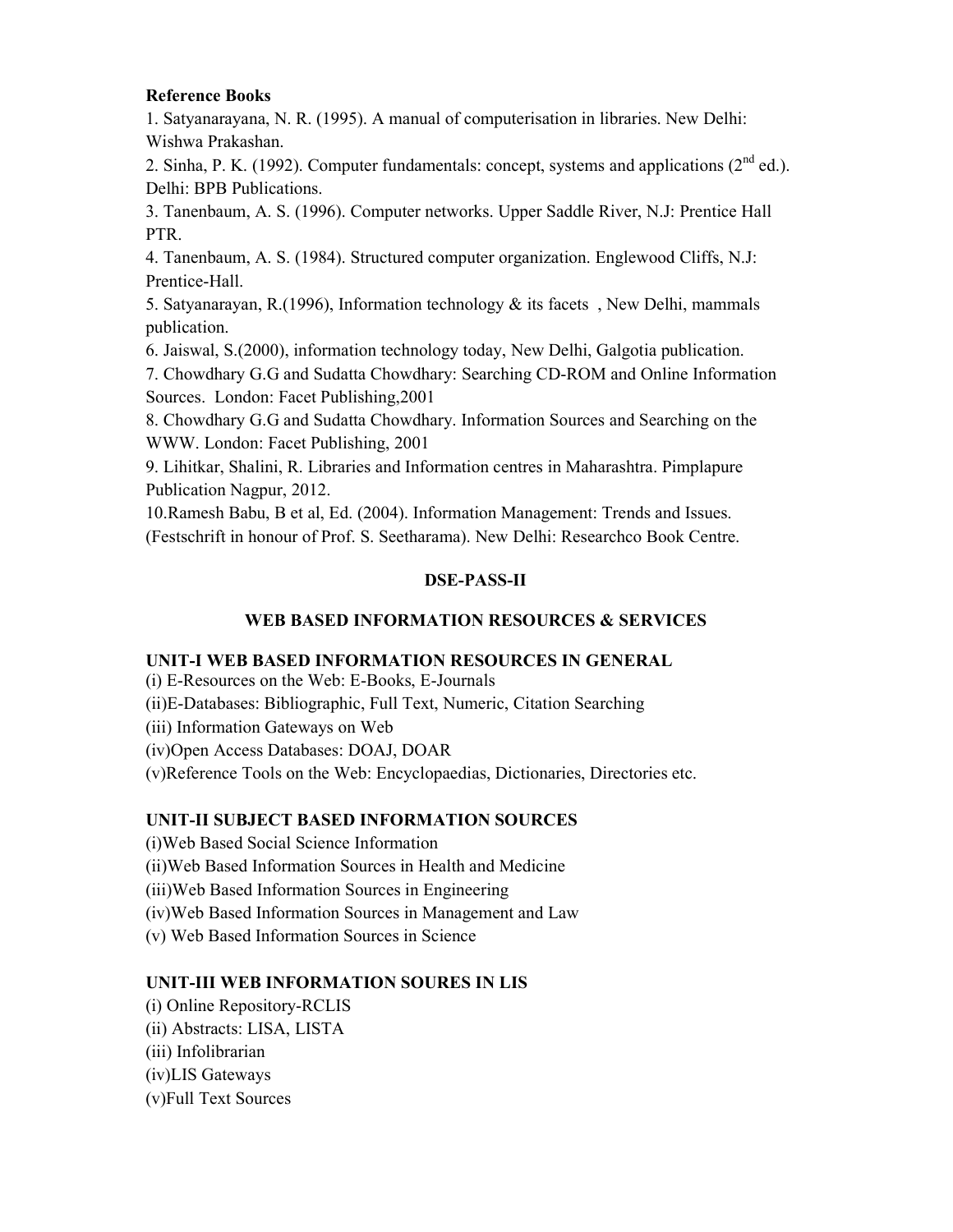**Reference Books**

1. Satyanarayana, N. R. (1995). A manual of computerisation in libraries. New Delhi: Wishwa Prakashan.
2. Sinha, P. K. (1992). Computer fundamentals: concept, systems and applications (2nd ed.). Delhi: BPB Publications.
3. Tanenbaum, A. S. (1996). Computer networks. Upper Saddle River, N.J: Prentice Hall PTR.
4. Tanenbaum, A. S. (1984). Structured computer organization. Englewood Cliffs, N.J: Prentice-Hall.
5. Satyanarayan, R.(1996), Information technology & its facets , New Delhi, mammals publication.
6. Jaiswal, S.(2000), information technology today, New Delhi, Galgotia publication.
7. Chowdhary G.G and Sudatta Chowdhary: Searching CD-ROM and Online Information Sources. London: Facet Publishing,2001
8. Chowdhary G.G and Sudatta Chowdhary. Information Sources and Searching on the WWW. London: Facet Publishing, 2001
9. Lihitkar, Shalini, R. Libraries and Information centres in Maharashtra. Pimplapure Publication Nagpur, 2012.
10. Ramesh Babu, B et al, Ed. (2004). Information Management: Trends and Issues. (Festschrift in honour of Prof. S. Seetharama). New Delhi: Researchco Book Centre.

## DSE-PASS-II

## WEB BASED INFORMATION RESOURCES & SERVICES

### UNIT-I WEB BASED INFORMATION RESOURCES IN GENERAL

(i) E-Resources on the Web: E-Books, E-Journals
(ii)E-Databases: Bibliographic, Full Text, Numeric, Citation Searching
(iii) Information Gateways on Web
(iv)Open Access Databases: DOAJ, DOAR
(v)Reference Tools on the Web: Encyclopaedias, Dictionaries, Directories etc.

### UNIT-II SUBJECT BASED INFORMATION SOURCES

(i)Web Based Social Science Information
(ii)Web Based Information Sources in Health and Medicine
(iii)Web Based Information Sources in Engineering
(iv)Web Based Information Sources in Management and Law
(v) Web Based Information Sources in Science

### UNIT-III WEB INFORMATION SOURES IN LIS

(i) Online Repository-RCLIS
(ii) Abstracts: LISA, LISTA
(iii) Infolibrarian
(iv)LIS Gateways
(v)Full Text Sources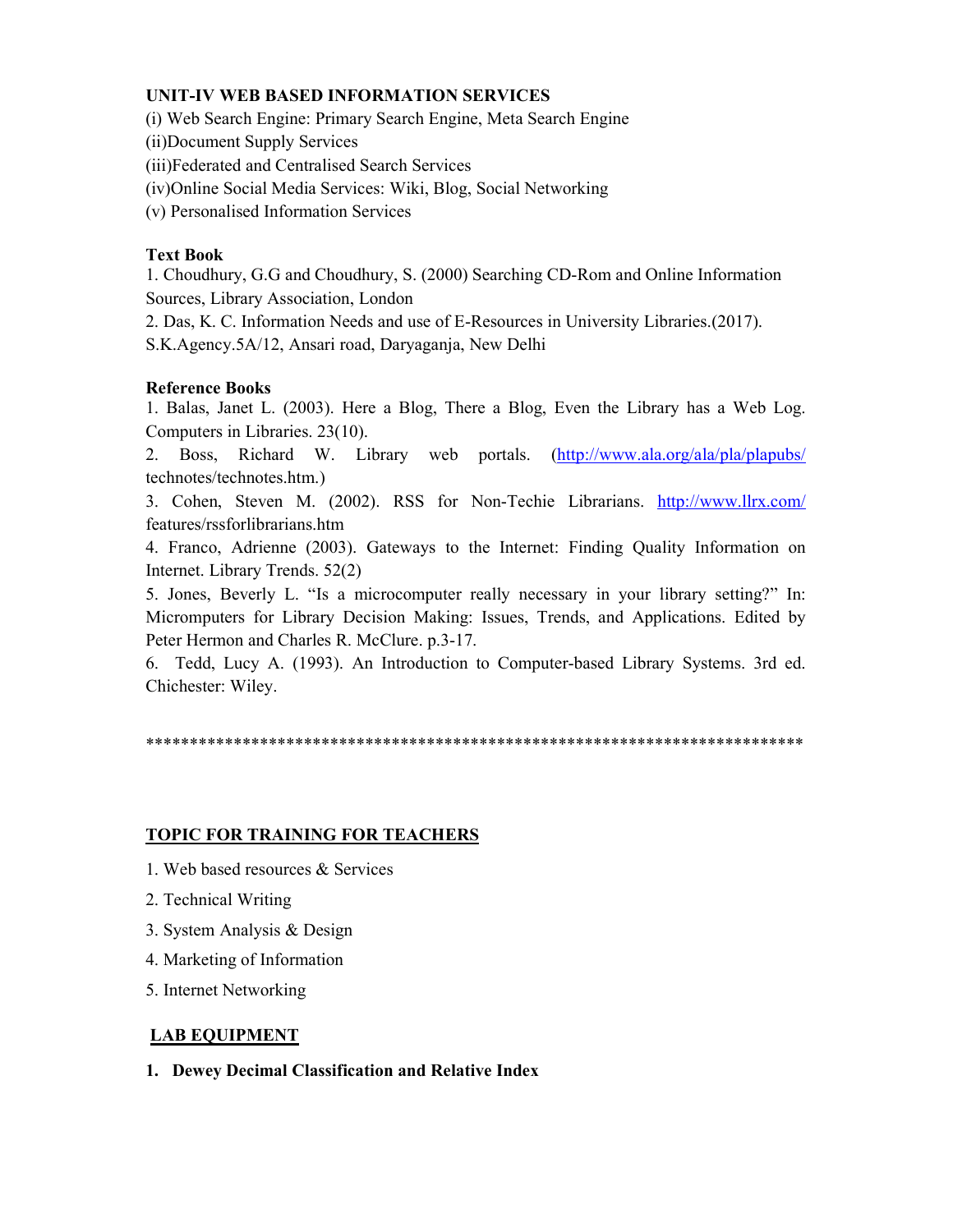**UNIT-IV WEB BASED INFORMATION SERVICES**

(i) Web Search Engine: Primary Search Engine, Meta Search Engine

(ii)Document Supply Services

(iii)Federated and Centralised Search Services

(iv)Online Social Media Services: Wiki, Blog, Social Networking

(v) Personalised Information Services

**Text Book**

1. Choudhury, G.G and Choudhury, S. (2000) Searching CD-Rom and Online Information Sources, Library Association, London
2. Das, K. C. Information Needs and use of E-Resources in University Libraries.(2017). S.K.Agency.5A/12, Ansari road, Daryaganja, New Delhi

**Reference Books**

1. Balas, Janet L. (2003). Here a Blog, There a Blog, Even the Library has a Web Log. Computers in Libraries. 23(10).
2. Boss, Richard W. Library web portals. (http://www.ala.org/ala/pla/plapubs/technotes/technotes.htm.)
3. Cohen, Steven M. (2002). RSS for Non-Techie Librarians. http://www.llrx.com/features/rssforlibrarians.htm
4. Franco, Adrienne (2003). Gateways to the Internet: Finding Quality Information on Internet. Library Trends. 52(2)
5. Jones, Beverly L. "Is a microcomputer really necessary in your library setting?" In: Micromputers for Library Decision Making: Issues, Trends, and Applications. Edited by Peter Hermon and Charles R. McClure. p.3-17.
6. Tedd, Lucy A. (1993). An Introduction to Computer-based Library Systems. 3rd ed. Chichester: Wiley.

******************************************************************************

**TOPIC FOR TRAINING FOR TEACHERS**

1. Web based resources & Services
2. Technical Writing
3. System Analysis & Design
4. Marketing of Information
5. Internet Networking

**LAB EQUIPMENT**

1. **Dewey Decimal Classification and Relative Index**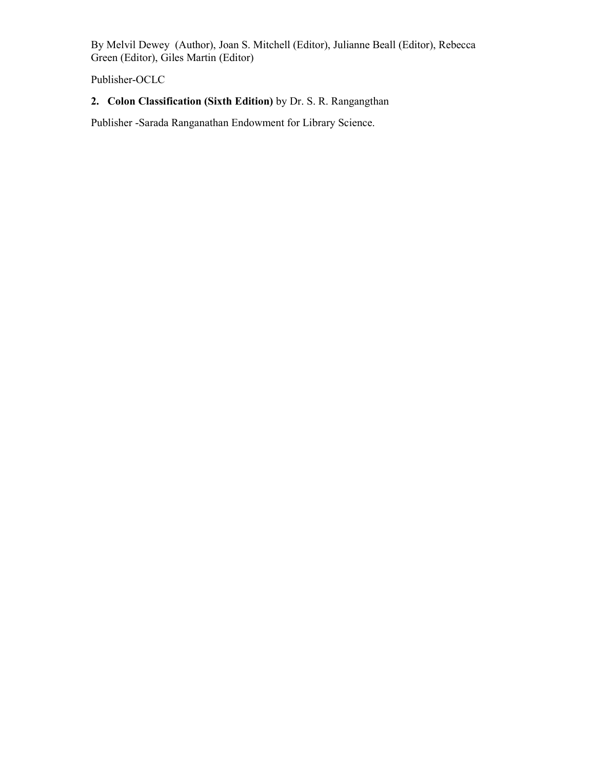By Melvil Dewey (Author), Joan S. Mitchell (Editor), Julianne Beall (Editor), Rebecca Green (Editor), Giles Martin (Editor)

Publisher-OCLC

2. **Colon Classification (Sixth Edition)** by Dr. S. R. Rangangthan

Publisher -Sarada Ranganathan Endowment for Library Science.